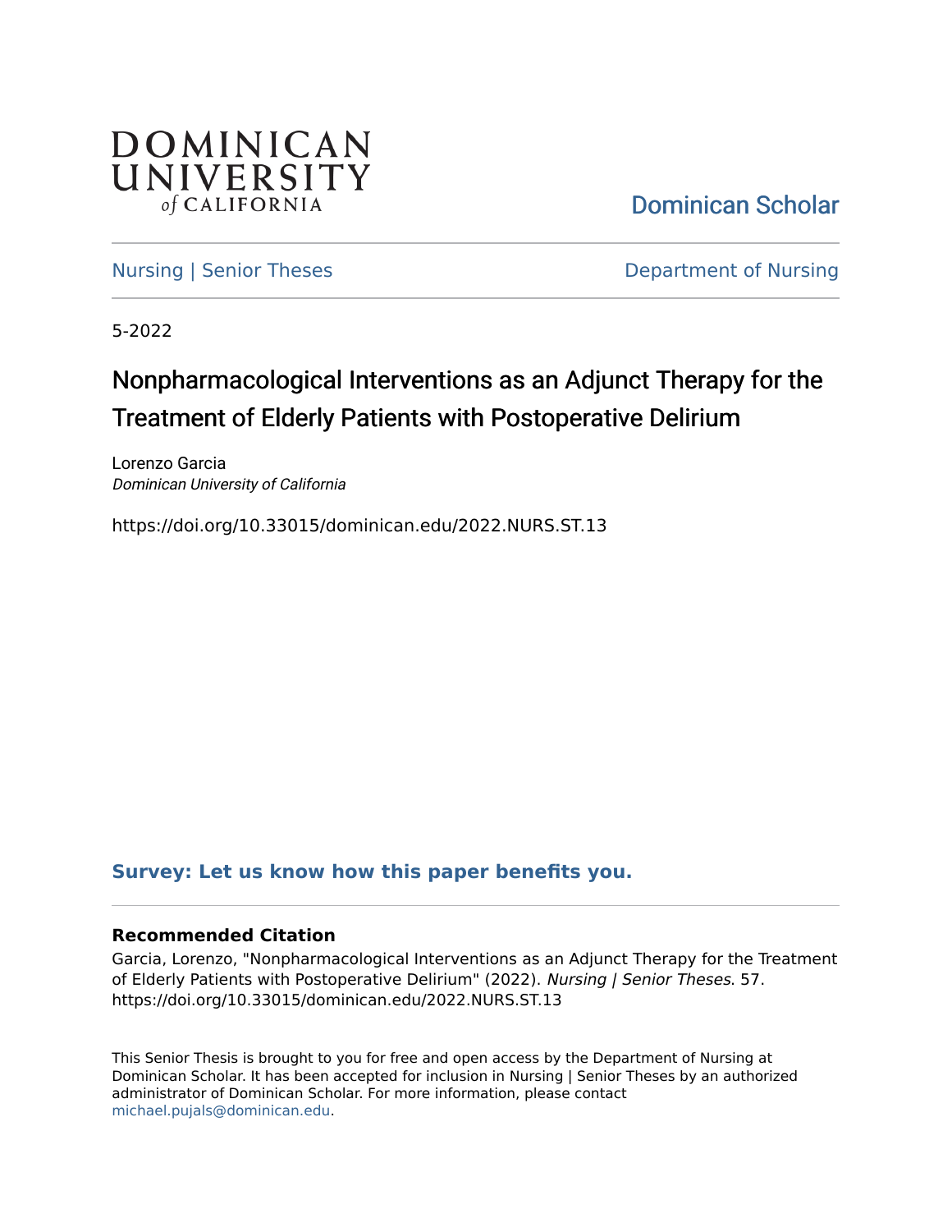DOMINICAN UNIVERSITY *of* CALIFORNIA

Dominican Scholar

Nursing | Senior Theses

Department of Nursing

5-2022

# Nonpharmacological Interventions as an Adjunct Therapy for the Treatment of Elderly Patients with Postoperative Delirium

Lorenzo Garcia
*Dominican University of California*

https://doi.org/10.33015/dominican.edu/2022.NURS.ST.13

**Survey: Let us know how this paper benefits you.**

### Recommended Citation

Garcia, Lorenzo, "Nonpharmacological Interventions as an Adjunct Therapy for the Treatment of Elderly Patients with Postoperative Delirium" (2022). *Nursing | Senior Theses*. 57. https://doi.org/10.33015/dominican.edu/2022.NURS.ST.13

This Senior Thesis is brought to you for free and open access by the Department of Nursing at Dominican Scholar. It has been accepted for inclusion in Nursing | Senior Theses by an authorized administrator of Dominican Scholar. For more information, please contact michael.pujals@dominican.edu.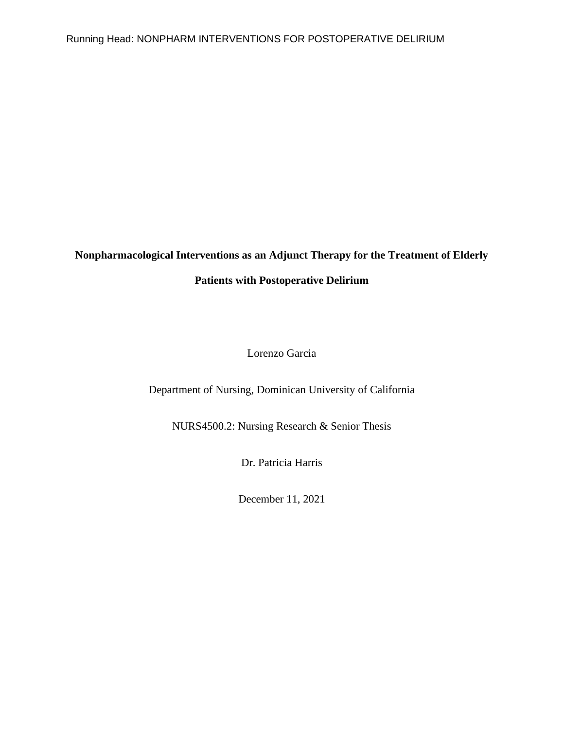**Nonpharmacological Interventions as an Adjunct Therapy for the Treatment of Elderly Patients with Postoperative Delirium**

Lorenzo Garcia

Department of Nursing, Dominican University of California

NURS4500.2: Nursing Research & Senior Thesis

Dr. Patricia Harris

December 11, 2021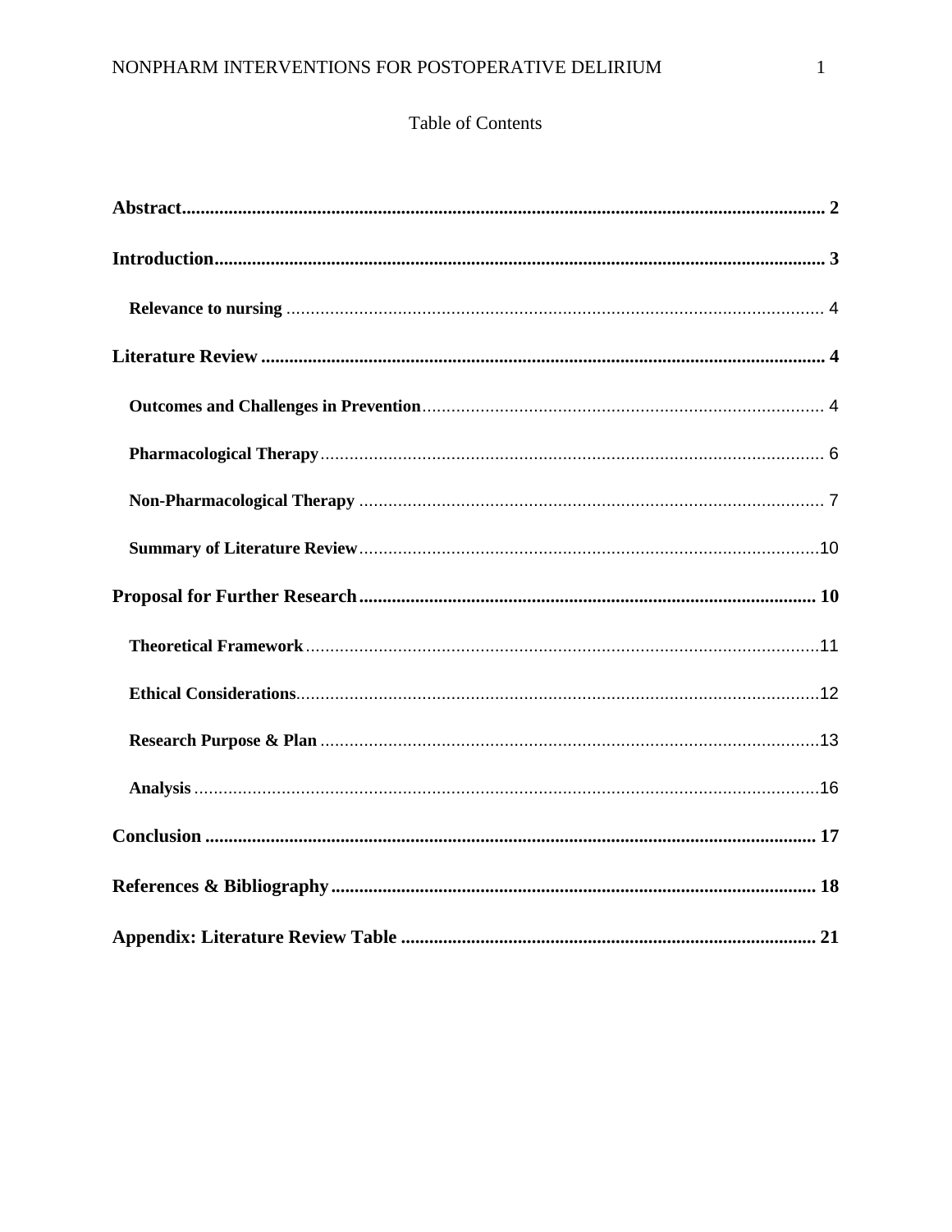Table of Contents

**Abstract** ........................................................................................................................ 2

**Introduction** .................................................................................................................. 3

- **Relevance to nursing** ............................................................................................... 4

**Literature Review** ....................................................................................................... 4

- **Outcomes and Challenges in Prevention** ................................................................ 4
- **Pharmacological Therapy** ........................................................................................ 6
- **Non-Pharmacological Therapy** ................................................................................. 7
- **Summary of Literature Review** ................................................................................ 10

**Proposal for Further Research** ................................................................................. 10

- **Theoretical Framework** .......................................................................................... 11
- **Ethical Considerations** ............................................................................................ 12
- **Research Purpose & Plan** ........................................................................................ 13
- **Analysis** .................................................................................................................. 16

**Conclusion** ................................................................................................................. 17

**References & Bibliography** ....................................................................................... 18

**Appendix: Literature Review Table** .......................................................................... 21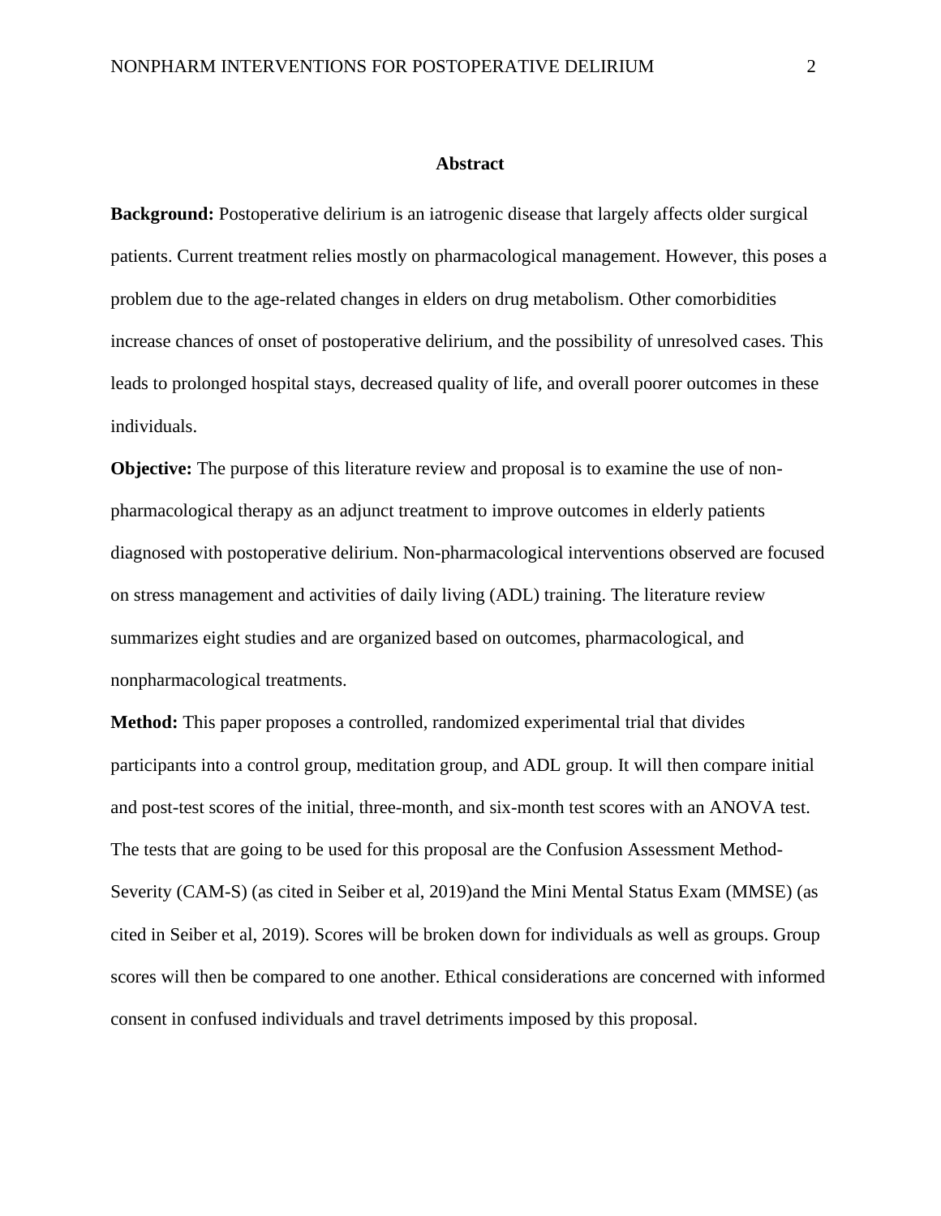# Abstract

**Background:** Postoperative delirium is an iatrogenic disease that largely affects older surgical patients. Current treatment relies mostly on pharmacological management. However, this poses a problem due to the age-related changes in elders on drug metabolism. Other comorbidities increase chances of onset of postoperative delirium, and the possibility of unresolved cases. This leads to prolonged hospital stays, decreased quality of life, and overall poorer outcomes in these individuals.

**Objective:** The purpose of this literature review and proposal is to examine the use of non-pharmacological therapy as an adjunct treatment to improve outcomes in elderly patients diagnosed with postoperative delirium. Non-pharmacological interventions observed are focused on stress management and activities of daily living (ADL) training. The literature review summarizes eight studies and are organized based on outcomes, pharmacological, and nonpharmacological treatments.

**Method:** This paper proposes a controlled, randomized experimental trial that divides participants into a control group, meditation group, and ADL group. It will then compare initial and post-test scores of the initial, three-month, and six-month test scores with an ANOVA test. The tests that are going to be used for this proposal are the Confusion Assessment Method-Severity (CAM-S) (as cited in Seiber et al, 2019)and the Mini Mental Status Exam (MMSE) (as cited in Seiber et al, 2019). Scores will be broken down for individuals as well as groups. Group scores will then be compared to one another. Ethical considerations are concerned with informed consent in confused individuals and travel detriments imposed by this proposal.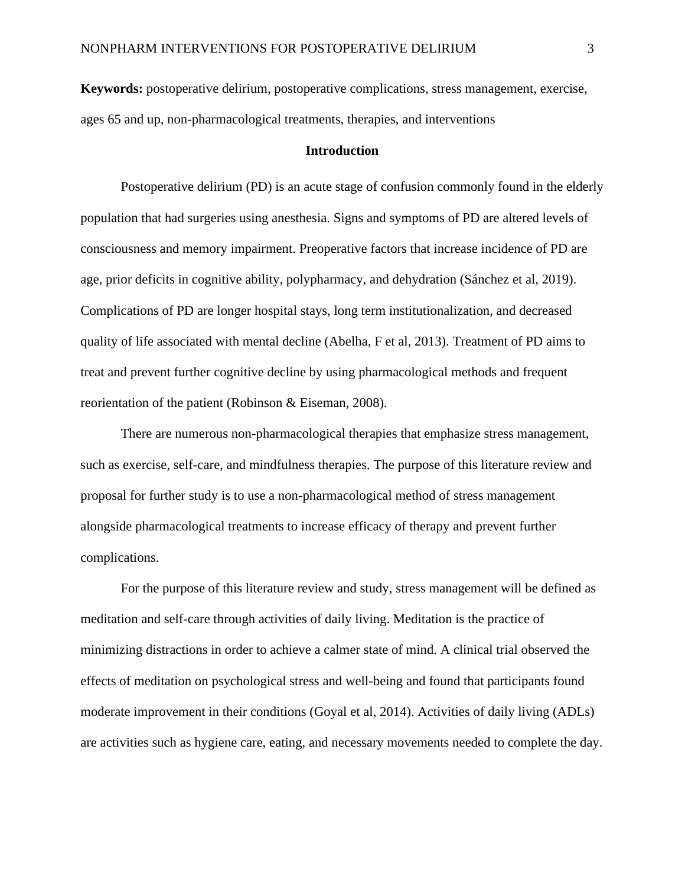**Keywords:** postoperative delirium, postoperative complications, stress management, exercise, ages 65 and up, non-pharmacological treatments, therapies, and interventions

## Introduction

Postoperative delirium (PD) is an acute stage of confusion commonly found in the elderly population that had surgeries using anesthesia. Signs and symptoms of PD are altered levels of consciousness and memory impairment. Preoperative factors that increase incidence of PD are age, prior deficits in cognitive ability, polypharmacy, and dehydration (Sánchez et al, 2019). Complications of PD are longer hospital stays, long term institutionalization, and decreased quality of life associated with mental decline (Abelha, F et al, 2013). Treatment of PD aims to treat and prevent further cognitive decline by using pharmacological methods and frequent reorientation of the patient (Robinson & Eiseman, 2008).

There are numerous non-pharmacological therapies that emphasize stress management, such as exercise, self-care, and mindfulness therapies. The purpose of this literature review and proposal for further study is to use a non-pharmacological method of stress management alongside pharmacological treatments to increase efficacy of therapy and prevent further complications.

For the purpose of this literature review and study, stress management will be defined as meditation and self-care through activities of daily living. Meditation is the practice of minimizing distractions in order to achieve a calmer state of mind. A clinical trial observed the effects of meditation on psychological stress and well-being and found that participants found moderate improvement in their conditions (Goyal et al, 2014). Activities of daily living (ADLs) are activities such as hygiene care, eating, and necessary movements needed to complete the day.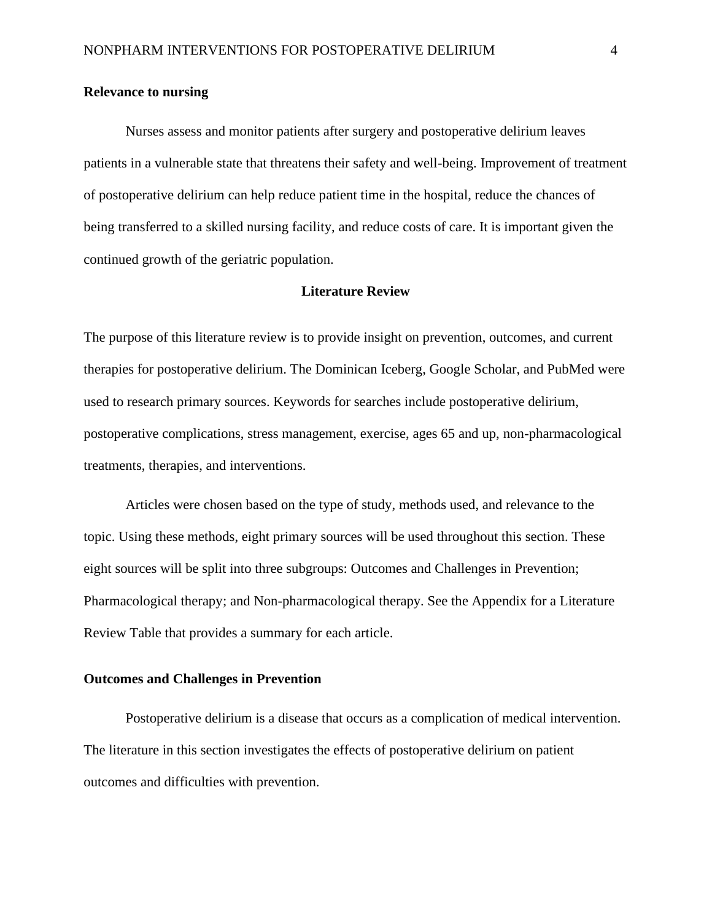### Relevance to nursing

Nurses assess and monitor patients after surgery and postoperative delirium leaves patients in a vulnerable state that threatens their safety and well-being. Improvement of treatment of postoperative delirium can help reduce patient time in the hospital, reduce the chances of being transferred to a skilled nursing facility, and reduce costs of care. It is important given the continued growth of the geriatric population.

## Literature Review

The purpose of this literature review is to provide insight on prevention, outcomes, and current therapies for postoperative delirium. The Dominican Iceberg, Google Scholar, and PubMed were used to research primary sources. Keywords for searches include postoperative delirium, postoperative complications, stress management, exercise, ages 65 and up, non-pharmacological treatments, therapies, and interventions.

Articles were chosen based on the type of study, methods used, and relevance to the topic. Using these methods, eight primary sources will be used throughout this section. These eight sources will be split into three subgroups: Outcomes and Challenges in Prevention; Pharmacological therapy; and Non-pharmacological therapy. See the Appendix for a Literature Review Table that provides a summary for each article.

### Outcomes and Challenges in Prevention

Postoperative delirium is a disease that occurs as a complication of medical intervention. The literature in this section investigates the effects of postoperative delirium on patient outcomes and difficulties with prevention.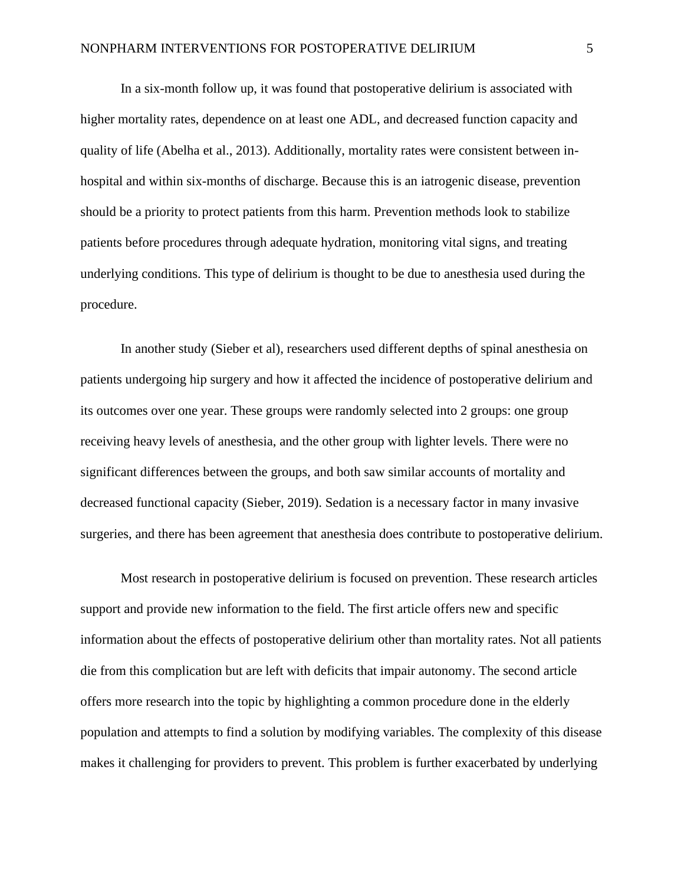In a six-month follow up, it was found that postoperative delirium is associated with higher mortality rates, dependence on at least one ADL, and decreased function capacity and quality of life (Abelha et al., 2013). Additionally, mortality rates were consistent between in-hospital and within six-months of discharge. Because this is an iatrogenic disease, prevention should be a priority to protect patients from this harm. Prevention methods look to stabilize patients before procedures through adequate hydration, monitoring vital signs, and treating underlying conditions. This type of delirium is thought to be due to anesthesia used during the procedure.

In another study (Sieber et al), researchers used different depths of spinal anesthesia on patients undergoing hip surgery and how it affected the incidence of postoperative delirium and its outcomes over one year. These groups were randomly selected into 2 groups: one group receiving heavy levels of anesthesia, and the other group with lighter levels. There were no significant differences between the groups, and both saw similar accounts of mortality and decreased functional capacity (Sieber, 2019). Sedation is a necessary factor in many invasive surgeries, and there has been agreement that anesthesia does contribute to postoperative delirium.

Most research in postoperative delirium is focused on prevention. These research articles support and provide new information to the field. The first article offers new and specific information about the effects of postoperative delirium other than mortality rates. Not all patients die from this complication but are left with deficits that impair autonomy. The second article offers more research into the topic by highlighting a common procedure done in the elderly population and attempts to find a solution by modifying variables. The complexity of this disease makes it challenging for providers to prevent. This problem is further exacerbated by underlying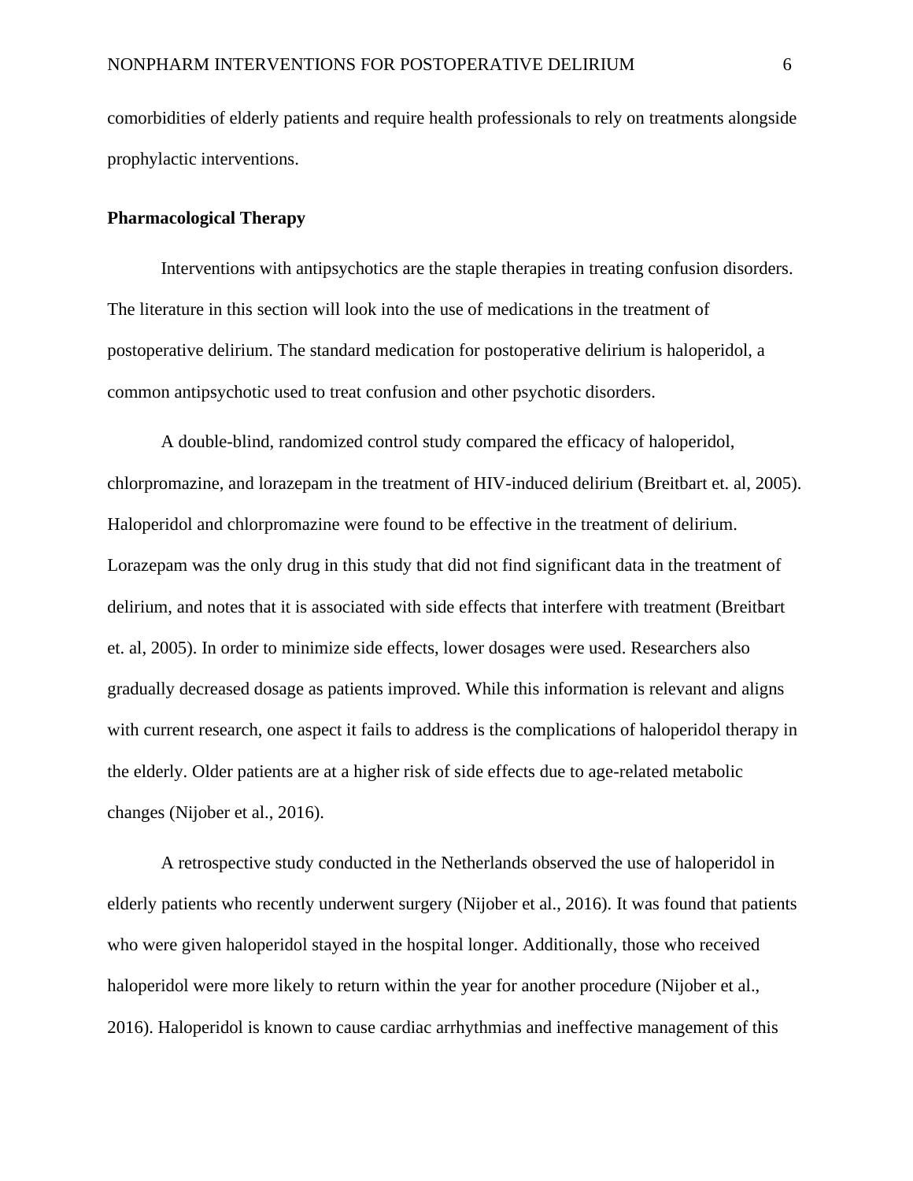comorbidities of elderly patients and require health professionals to rely on treatments alongside prophylactic interventions.

**Pharmacological Therapy**

Interventions with antipsychotics are the staple therapies in treating confusion disorders. The literature in this section will look into the use of medications in the treatment of postoperative delirium. The standard medication for postoperative delirium is haloperidol, a common antipsychotic used to treat confusion and other psychotic disorders.

A double-blind, randomized control study compared the efficacy of haloperidol, chlorpromazine, and lorazepam in the treatment of HIV-induced delirium (Breitbart et. al, 2005). Haloperidol and chlorpromazine were found to be effective in the treatment of delirium. Lorazepam was the only drug in this study that did not find significant data in the treatment of delirium, and notes that it is associated with side effects that interfere with treatment (Breitbart et. al, 2005). In order to minimize side effects, lower dosages were used. Researchers also gradually decreased dosage as patients improved. While this information is relevant and aligns with current research, one aspect it fails to address is the complications of haloperidol therapy in the elderly. Older patients are at a higher risk of side effects due to age-related metabolic changes (Nijober et al., 2016).

A retrospective study conducted in the Netherlands observed the use of haloperidol in elderly patients who recently underwent surgery (Nijober et al., 2016). It was found that patients who were given haloperidol stayed in the hospital longer. Additionally, those who received haloperidol were more likely to return within the year for another procedure (Nijober et al., 2016). Haloperidol is known to cause cardiac arrhythmias and ineffective management of this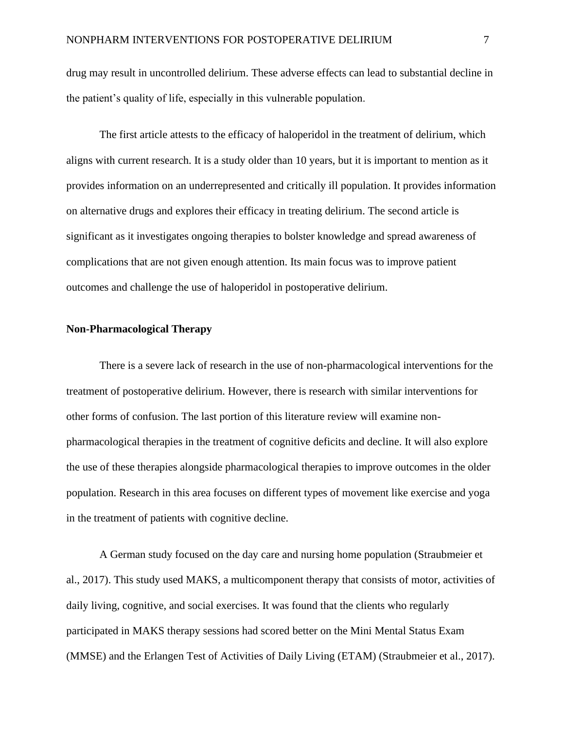drug may result in uncontrolled delirium. These adverse effects can lead to substantial decline in the patient's quality of life, especially in this vulnerable population.

The first article attests to the efficacy of haloperidol in the treatment of delirium, which aligns with current research. It is a study older than 10 years, but it is important to mention as it provides information on an underrepresented and critically ill population. It provides information on alternative drugs and explores their efficacy in treating delirium. The second article is significant as it investigates ongoing therapies to bolster knowledge and spread awareness of complications that are not given enough attention. Its main focus was to improve patient outcomes and challenge the use of haloperidol in postoperative delirium.

**Non-Pharmacological Therapy**

There is a severe lack of research in the use of non-pharmacological interventions for the treatment of postoperative delirium. However, there is research with similar interventions for other forms of confusion. The last portion of this literature review will examine non-pharmacological therapies in the treatment of cognitive deficits and decline. It will also explore the use of these therapies alongside pharmacological therapies to improve outcomes in the older population. Research in this area focuses on different types of movement like exercise and yoga in the treatment of patients with cognitive decline.

A German study focused on the day care and nursing home population (Straubmeier et al., 2017). This study used MAKS, a multicomponent therapy that consists of motor, activities of daily living, cognitive, and social exercises. It was found that the clients who regularly participated in MAKS therapy sessions had scored better on the Mini Mental Status Exam (MMSE) and the Erlangen Test of Activities of Daily Living (ETAM) (Straubmeier et al., 2017).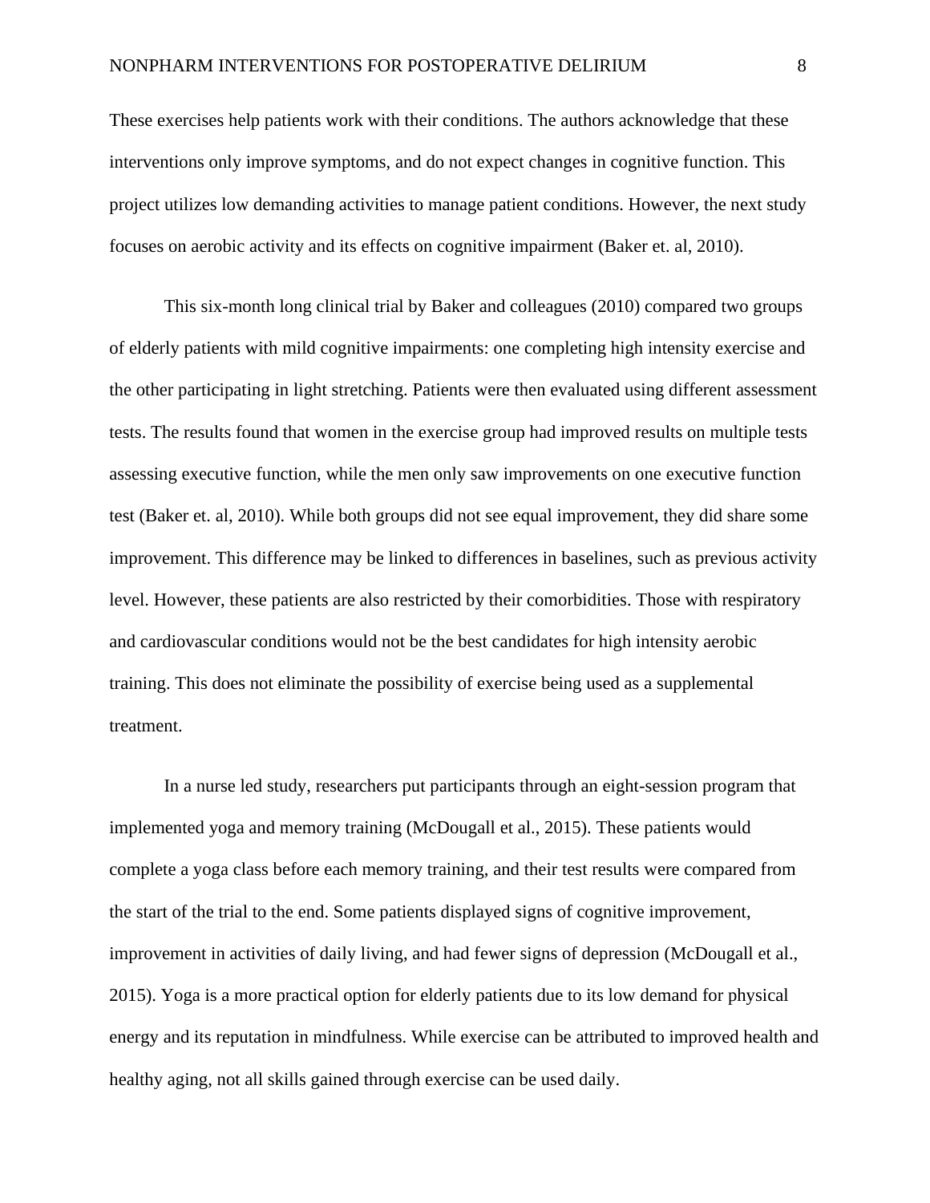These exercises help patients work with their conditions. The authors acknowledge that these interventions only improve symptoms, and do not expect changes in cognitive function. This project utilizes low demanding activities to manage patient conditions. However, the next study focuses on aerobic activity and its effects on cognitive impairment (Baker et. al, 2010).

This six-month long clinical trial by Baker and colleagues (2010) compared two groups of elderly patients with mild cognitive impairments: one completing high intensity exercise and the other participating in light stretching. Patients were then evaluated using different assessment tests. The results found that women in the exercise group had improved results on multiple tests assessing executive function, while the men only saw improvements on one executive function test (Baker et. al, 2010). While both groups did not see equal improvement, they did share some improvement. This difference may be linked to differences in baselines, such as previous activity level. However, these patients are also restricted by their comorbidities. Those with respiratory and cardiovascular conditions would not be the best candidates for high intensity aerobic training. This does not eliminate the possibility of exercise being used as a supplemental treatment.

In a nurse led study, researchers put participants through an eight-session program that implemented yoga and memory training (McDougall et al., 2015). These patients would complete a yoga class before each memory training, and their test results were compared from the start of the trial to the end. Some patients displayed signs of cognitive improvement, improvement in activities of daily living, and had fewer signs of depression (McDougall et al., 2015). Yoga is a more practical option for elderly patients due to its low demand for physical energy and its reputation in mindfulness. While exercise can be attributed to improved health and healthy aging, not all skills gained through exercise can be used daily.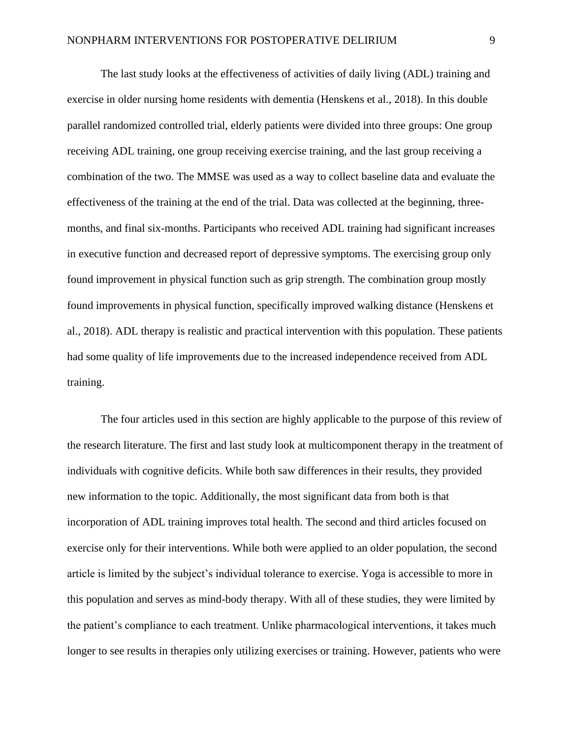The last study looks at the effectiveness of activities of daily living (ADL) training and exercise in older nursing home residents with dementia (Henskens et al., 2018). In this double parallel randomized controlled trial, elderly patients were divided into three groups: One group receiving ADL training, one group receiving exercise training, and the last group receiving a combination of the two. The MMSE was used as a way to collect baseline data and evaluate the effectiveness of the training at the end of the trial. Data was collected at the beginning, three-months, and final six-months. Participants who received ADL training had significant increases in executive function and decreased report of depressive symptoms. The exercising group only found improvement in physical function such as grip strength. The combination group mostly found improvements in physical function, specifically improved walking distance (Henskens et al., 2018). ADL therapy is realistic and practical intervention with this population. These patients had some quality of life improvements due to the increased independence received from ADL training.

The four articles used in this section are highly applicable to the purpose of this review of the research literature. The first and last study look at multicomponent therapy in the treatment of individuals with cognitive deficits. While both saw differences in their results, they provided new information to the topic. Additionally, the most significant data from both is that incorporation of ADL training improves total health. The second and third articles focused on exercise only for their interventions. While both were applied to an older population, the second article is limited by the subject's individual tolerance to exercise. Yoga is accessible to more in this population and serves as mind-body therapy. With all of these studies, they were limited by the patient's compliance to each treatment. Unlike pharmacological interventions, it takes much longer to see results in therapies only utilizing exercises or training. However, patients who were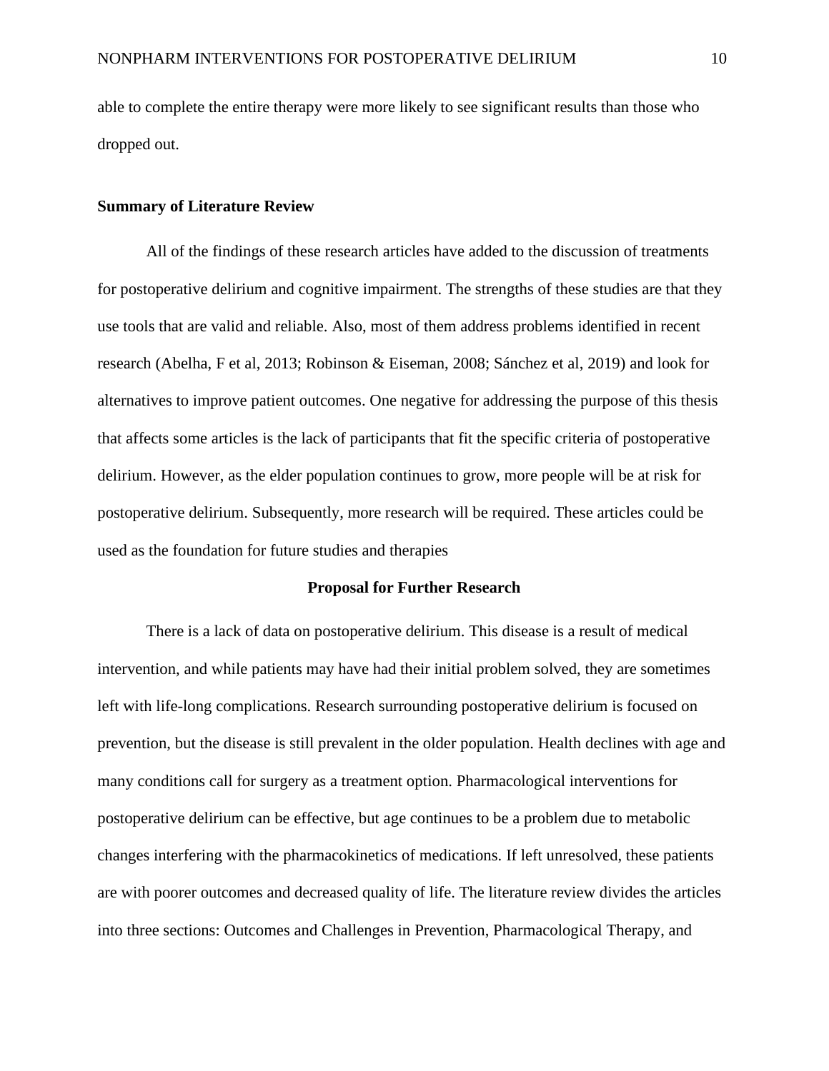able to complete the entire therapy were more likely to see significant results than those who dropped out.

### Summary of Literature Review

All of the findings of these research articles have added to the discussion of treatments for postoperative delirium and cognitive impairment. The strengths of these studies are that they use tools that are valid and reliable. Also, most of them address problems identified in recent research (Abelha, F et al, 2013; Robinson & Eiseman, 2008; Sánchez et al, 2019) and look for alternatives to improve patient outcomes. One negative for addressing the purpose of this thesis that affects some articles is the lack of participants that fit the specific criteria of postoperative delirium. However, as the elder population continues to grow, more people will be at risk for postoperative delirium. Subsequently, more research will be required. These articles could be used as the foundation for future studies and therapies

## Proposal for Further Research

There is a lack of data on postoperative delirium. This disease is a result of medical intervention, and while patients may have had their initial problem solved, they are sometimes left with life-long complications. Research surrounding postoperative delirium is focused on prevention, but the disease is still prevalent in the older population. Health declines with age and many conditions call for surgery as a treatment option. Pharmacological interventions for postoperative delirium can be effective, but age continues to be a problem due to metabolic changes interfering with the pharmacokinetics of medications. If left unresolved, these patients are with poorer outcomes and decreased quality of life. The literature review divides the articles into three sections: Outcomes and Challenges in Prevention, Pharmacological Therapy, and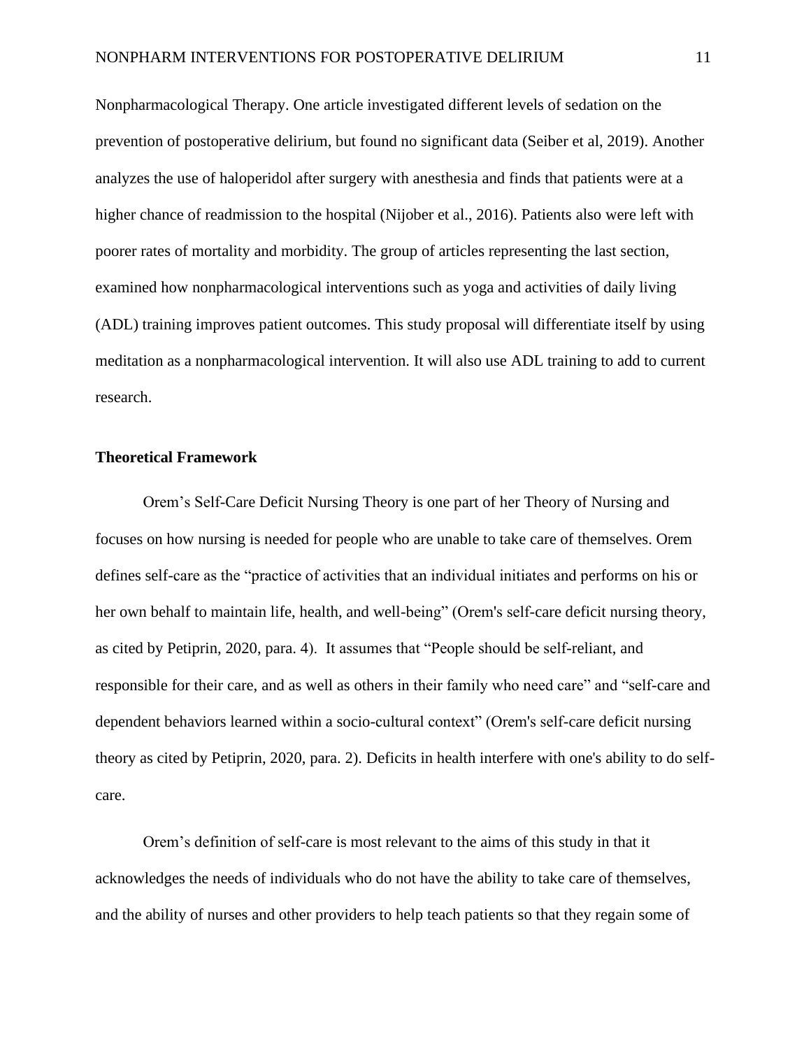Nonpharmacological Therapy. One article investigated different levels of sedation on the prevention of postoperative delirium, but found no significant data (Seiber et al, 2019). Another analyzes the use of haloperidol after surgery with anesthesia and finds that patients were at a higher chance of readmission to the hospital (Nijober et al., 2016). Patients also were left with poorer rates of mortality and morbidity. The group of articles representing the last section, examined how nonpharmacological interventions such as yoga and activities of daily living (ADL) training improves patient outcomes. This study proposal will differentiate itself by using meditation as a nonpharmacological intervention. It will also use ADL training to add to current research.

### Theoretical Framework

Orem's Self-Care Deficit Nursing Theory is one part of her Theory of Nursing and focuses on how nursing is needed for people who are unable to take care of themselves. Orem defines self-care as the "practice of activities that an individual initiates and performs on his or her own behalf to maintain life, health, and well-being" (Orem's self-care deficit nursing theory, as cited by Petiprin, 2020, para. 4). It assumes that "People should be self-reliant, and responsible for their care, and as well as others in their family who need care" and "self-care and dependent behaviors learned within a socio-cultural context" (Orem's self-care deficit nursing theory as cited by Petiprin, 2020, para. 2). Deficits in health interfere with one's ability to do self-care.

Orem's definition of self-care is most relevant to the aims of this study in that it acknowledges the needs of individuals who do not have the ability to take care of themselves, and the ability of nurses and other providers to help teach patients so that they regain some of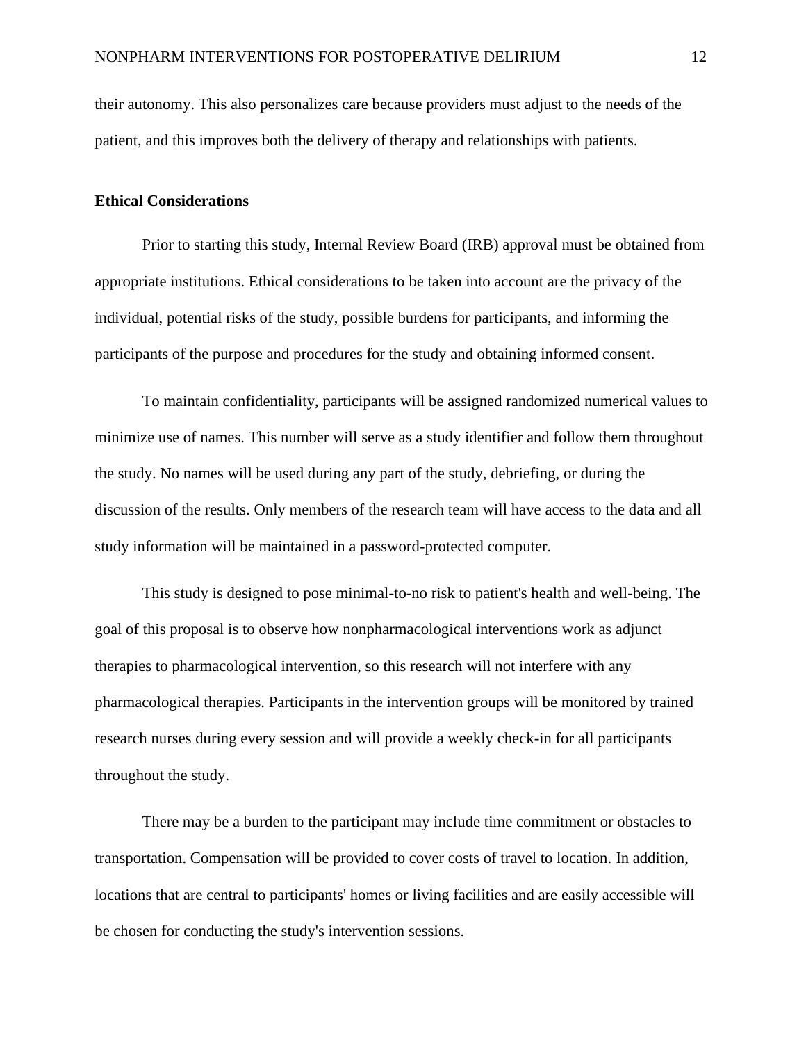their autonomy. This also personalizes care because providers must adjust to the needs of the patient, and this improves both the delivery of therapy and relationships with patients.

**Ethical Considerations**

Prior to starting this study, Internal Review Board (IRB) approval must be obtained from appropriate institutions. Ethical considerations to be taken into account are the privacy of the individual, potential risks of the study, possible burdens for participants, and informing the participants of the purpose and procedures for the study and obtaining informed consent.

To maintain confidentiality, participants will be assigned randomized numerical values to minimize use of names. This number will serve as a study identifier and follow them throughout the study. No names will be used during any part of the study, debriefing, or during the discussion of the results. Only members of the research team will have access to the data and all study information will be maintained in a password-protected computer.

This study is designed to pose minimal-to-no risk to patient's health and well-being. The goal of this proposal is to observe how nonpharmacological interventions work as adjunct therapies to pharmacological intervention, so this research will not interfere with any pharmacological therapies. Participants in the intervention groups will be monitored by trained research nurses during every session and will provide a weekly check-in for all participants throughout the study.

There may be a burden to the participant may include time commitment or obstacles to transportation. Compensation will be provided to cover costs of travel to location. In addition, locations that are central to participants' homes or living facilities and are easily accessible will be chosen for conducting the study's intervention sessions.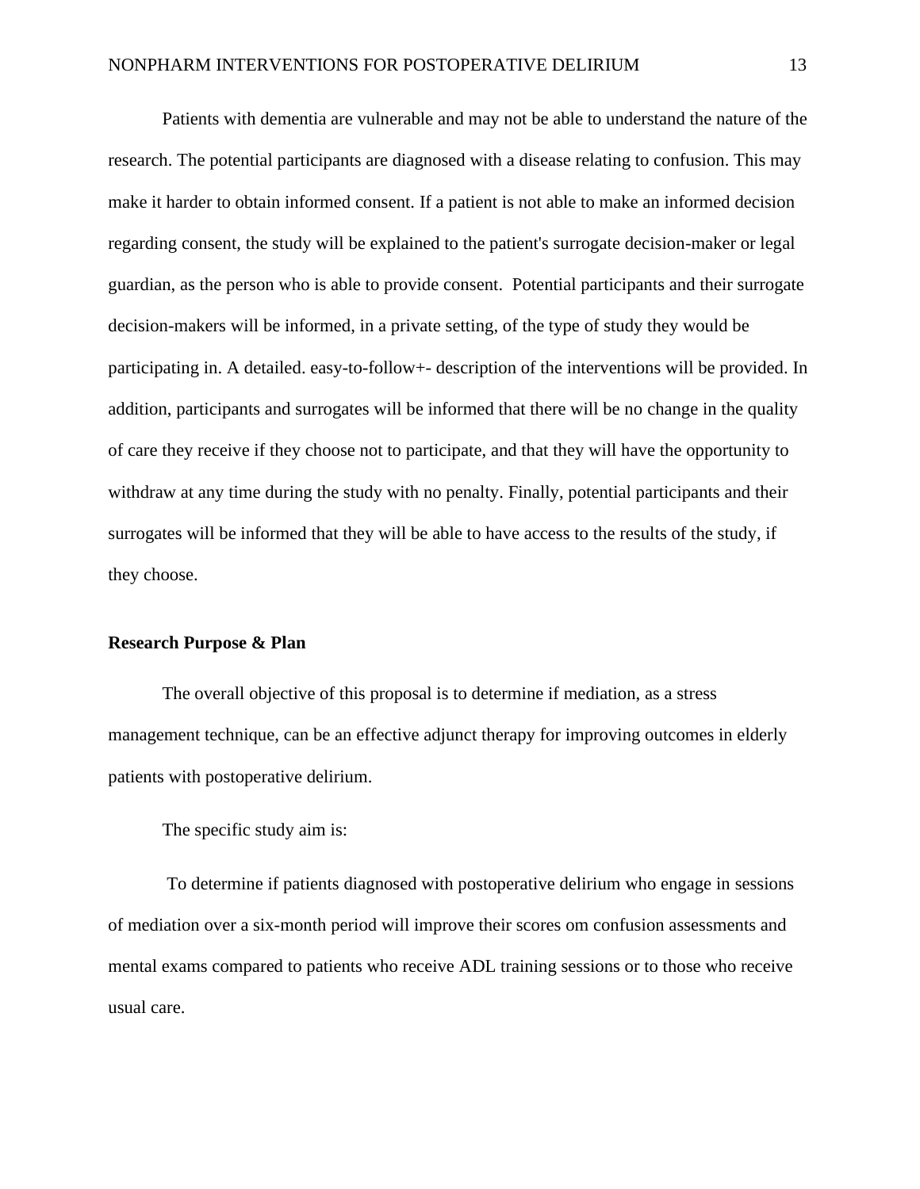Patients with dementia are vulnerable and may not be able to understand the nature of the research. The potential participants are diagnosed with a disease relating to confusion. This may make it harder to obtain informed consent. If a patient is not able to make an informed decision regarding consent, the study will be explained to the patient's surrogate decision-maker or legal guardian, as the person who is able to provide consent.  Potential participants and their surrogate decision-makers will be informed, in a private setting, of the type of study they would be participating in. A detailed. easy-to-follow+- description of the interventions will be provided. In addition, participants and surrogates will be informed that there will be no change in the quality of care they receive if they choose not to participate, and that they will have the opportunity to withdraw at any time during the study with no penalty. Finally, potential participants and their surrogates will be informed that they will be able to have access to the results of the study, if they choose.

**Research Purpose & Plan**

The overall objective of this proposal is to determine if mediation, as a stress management technique, can be an effective adjunct therapy for improving outcomes in elderly patients with postoperative delirium.

The specific study aim is:

To determine if patients diagnosed with postoperative delirium who engage in sessions of mediation over a six-month period will improve their scores om confusion assessments and mental exams compared to patients who receive ADL training sessions or to those who receive usual care.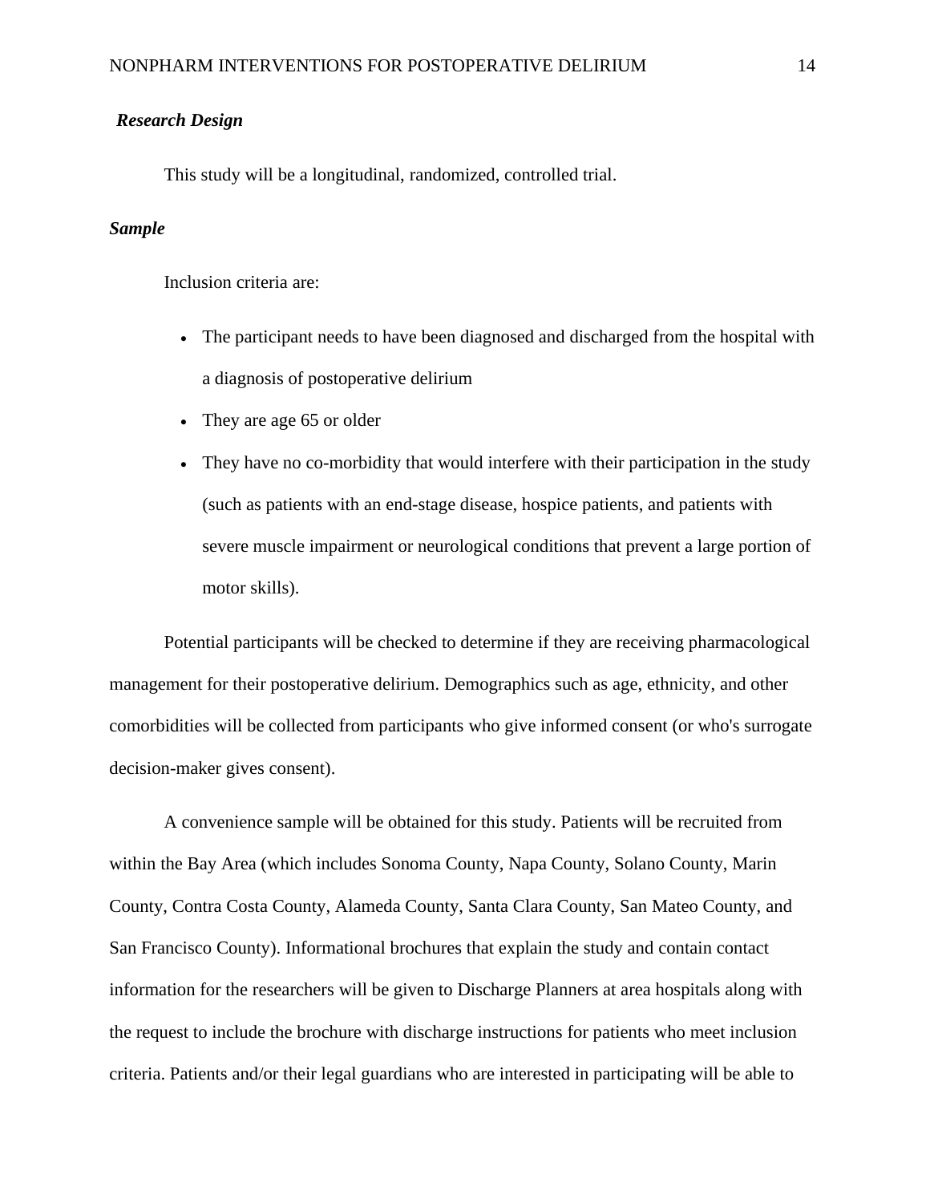### *Research Design*

This study will be a longitudinal, randomized, controlled trial.

### *Sample*

Inclusion criteria are:

- The participant needs to have been diagnosed and discharged from the hospital with a diagnosis of postoperative delirium
- They are age 65 or older
- They have no co-morbidity that would interfere with their participation in the study (such as patients with an end-stage disease, hospice patients, and patients with severe muscle impairment or neurological conditions that prevent a large portion of motor skills).

Potential participants will be checked to determine if they are receiving pharmacological management for their postoperative delirium. Demographics such as age, ethnicity, and other comorbidities will be collected from participants who give informed consent (or who's surrogate decision-maker gives consent).

A convenience sample will be obtained for this study. Patients will be recruited from within the Bay Area (which includes Sonoma County, Napa County, Solano County, Marin County, Contra Costa County, Alameda County, Santa Clara County, San Mateo County, and San Francisco County). Informational brochures that explain the study and contain contact information for the researchers will be given to Discharge Planners at area hospitals along with the request to include the brochure with discharge instructions for patients who meet inclusion criteria. Patients and/or their legal guardians who are interested in participating will be able to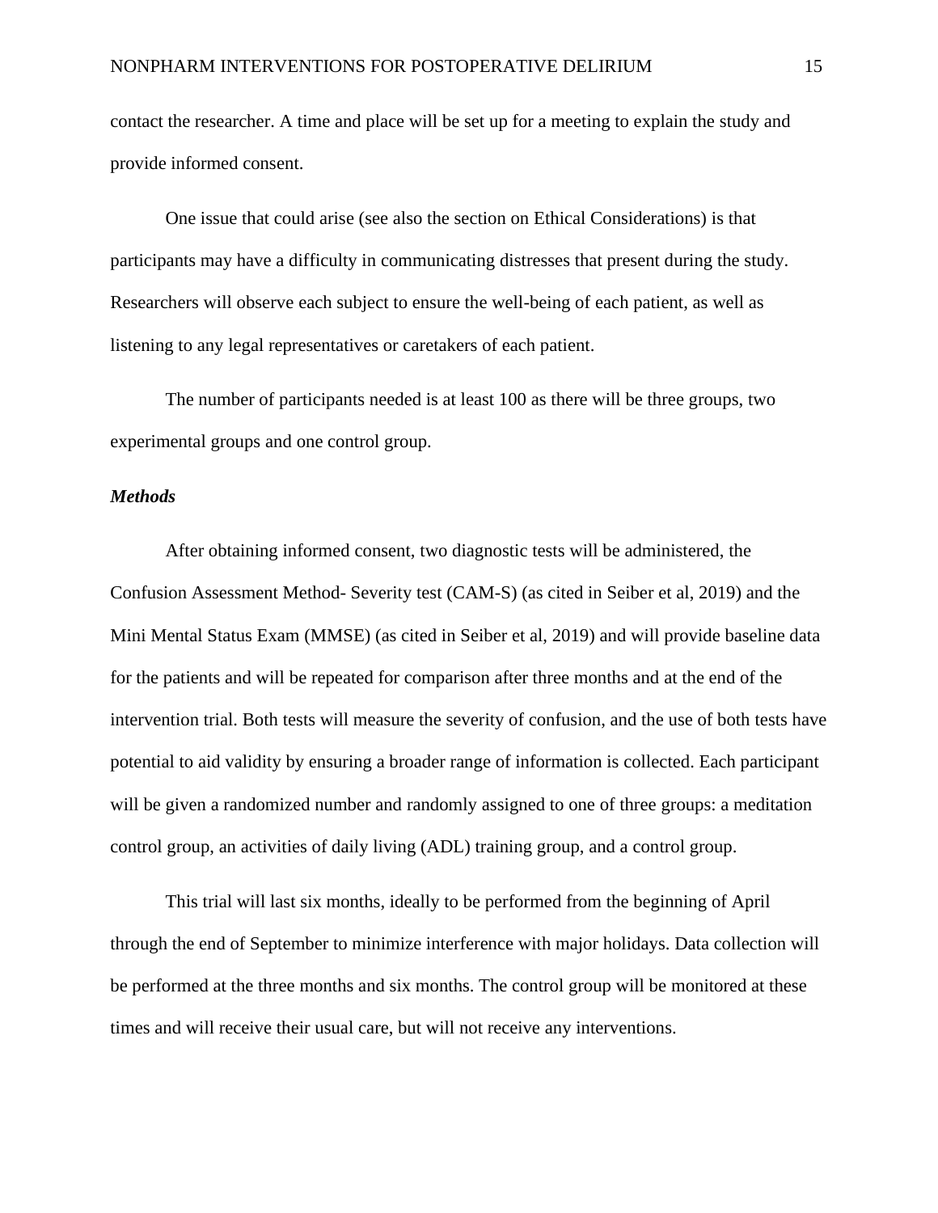contact the researcher. A time and place will be set up for a meeting to explain the study and provide informed consent.

One issue that could arise (see also the section on Ethical Considerations) is that participants may have a difficulty in communicating distresses that present during the study. Researchers will observe each subject to ensure the well-being of each patient, as well as listening to any legal representatives or caretakers of each patient.

The number of participants needed is at least 100 as there will be three groups, two experimental groups and one control group.

### *Methods*

After obtaining informed consent, two diagnostic tests will be administered, the Confusion Assessment Method- Severity test (CAM-S) (as cited in Seiber et al, 2019) and the Mini Mental Status Exam (MMSE) (as cited in Seiber et al, 2019) and will provide baseline data for the patients and will be repeated for comparison after three months and at the end of the intervention trial. Both tests will measure the severity of confusion, and the use of both tests have potential to aid validity by ensuring a broader range of information is collected. Each participant will be given a randomized number and randomly assigned to one of three groups: a meditation control group, an activities of daily living (ADL) training group, and a control group.

This trial will last six months, ideally to be performed from the beginning of April through the end of September to minimize interference with major holidays. Data collection will be performed at the three months and six months. The control group will be monitored at these times and will receive their usual care, but will not receive any interventions.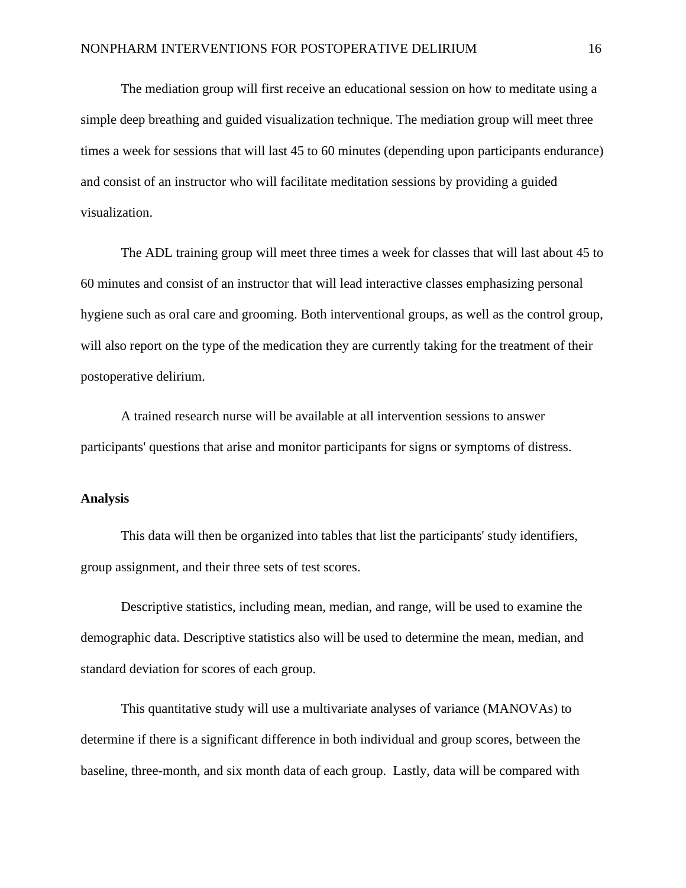The mediation group will first receive an educational session on how to meditate using a simple deep breathing and guided visualization technique. The mediation group will meet three times a week for sessions that will last 45 to 60 minutes (depending upon participants endurance) and consist of an instructor who will facilitate meditation sessions by providing a guided visualization.

The ADL training group will meet three times a week for classes that will last about 45 to 60 minutes and consist of an instructor that will lead interactive classes emphasizing personal hygiene such as oral care and grooming. Both interventional groups, as well as the control group, will also report on the type of the medication they are currently taking for the treatment of their postoperative delirium.

A trained research nurse will be available at all intervention sessions to answer participants' questions that arise and monitor participants for signs or symptoms of distress.

**Analysis**

This data will then be organized into tables that list the participants' study identifiers, group assignment, and their three sets of test scores.

Descriptive statistics, including mean, median, and range, will be used to examine the demographic data. Descriptive statistics also will be used to determine the mean, median, and standard deviation for scores of each group.

This quantitative study will use a multivariate analyses of variance (MANOVAs) to determine if there is a significant difference in both individual and group scores, between the baseline, three-month, and six month data of each group. Lastly, data will be compared with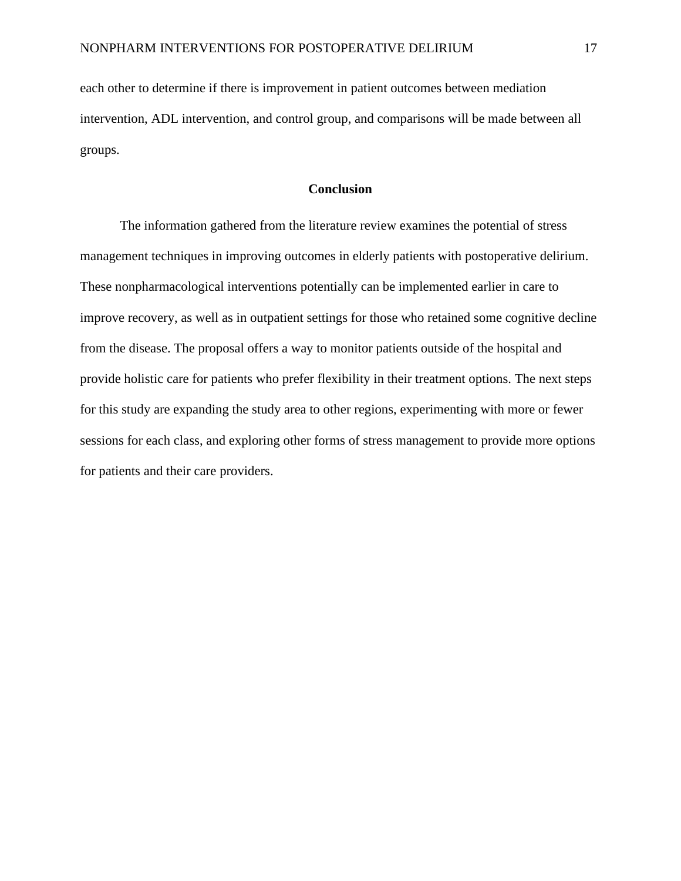each other to determine if there is improvement in patient outcomes between mediation intervention, ADL intervention, and control group, and comparisons will be made between all groups.

## Conclusion

The information gathered from the literature review examines the potential of stress management techniques in improving outcomes in elderly patients with postoperative delirium. These nonpharmacological interventions potentially can be implemented earlier in care to improve recovery, as well as in outpatient settings for those who retained some cognitive decline from the disease. The proposal offers a way to monitor patients outside of the hospital and provide holistic care for patients who prefer flexibility in their treatment options. The next steps for this study are expanding the study area to other regions, experimenting with more or fewer sessions for each class, and exploring other forms of stress management to provide more options for patients and their care providers.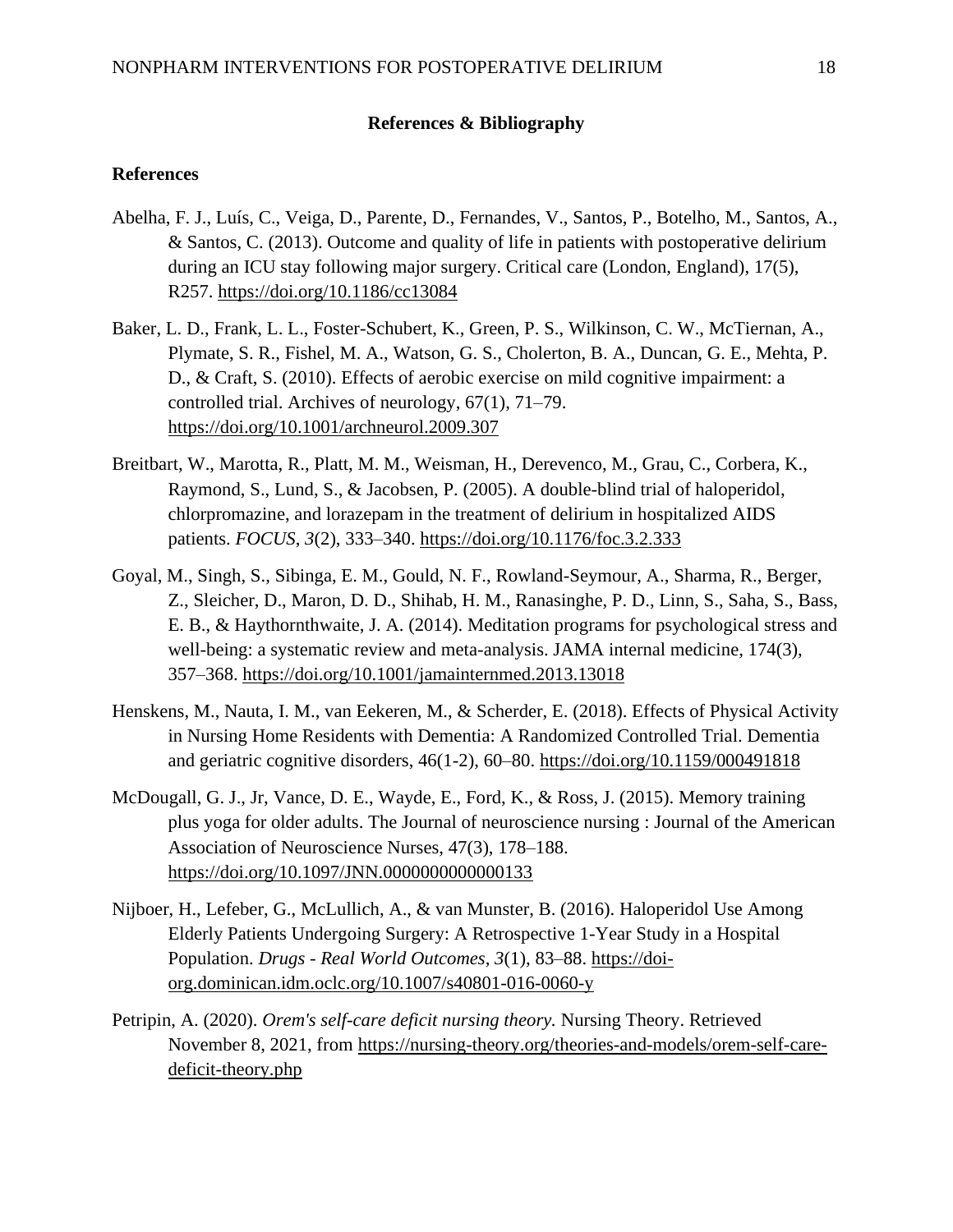## References & Bibliography

### References

Abelha, F. J., Luís, C., Veiga, D., Parente, D., Fernandes, V., Santos, P., Botelho, M., Santos, A., & Santos, C. (2013). Outcome and quality of life in patients with postoperative delirium during an ICU stay following major surgery. Critical care (London, England), 17(5), R257. https://doi.org/10.1186/cc13084

Baker, L. D., Frank, L. L., Foster-Schubert, K., Green, P. S., Wilkinson, C. W., McTiernan, A., Plymate, S. R., Fishel, M. A., Watson, G. S., Cholerton, B. A., Duncan, G. E., Mehta, P. D., & Craft, S. (2010). Effects of aerobic exercise on mild cognitive impairment: a controlled trial. Archives of neurology, 67(1), 71–79. https://doi.org/10.1001/archneurol.2009.307

Breitbart, W., Marotta, R., Platt, M. M., Weisman, H., Derevenco, M., Grau, C., Corbera, K., Raymond, S., Lund, S., & Jacobsen, P. (2005). A double-blind trial of haloperidol, chlorpromazine, and lorazepam in the treatment of delirium in hospitalized AIDS patients. *FOCUS*, *3*(2), 333–340. https://doi.org/10.1176/foc.3.2.333

Goyal, M., Singh, S., Sibinga, E. M., Gould, N. F., Rowland-Seymour, A., Sharma, R., Berger, Z., Sleicher, D., Maron, D. D., Shihab, H. M., Ranasinghe, P. D., Linn, S., Saha, S., Bass, E. B., & Haythornthwaite, J. A. (2014). Meditation programs for psychological stress and well-being: a systematic review and meta-analysis. JAMA internal medicine, 174(3), 357–368. https://doi.org/10.1001/jamainternmed.2013.13018

Henskens, M., Nauta, I. M., van Eekeren, M., & Scherder, E. (2018). Effects of Physical Activity in Nursing Home Residents with Dementia: A Randomized Controlled Trial. Dementia and geriatric cognitive disorders, 46(1-2), 60–80. https://doi.org/10.1159/000491818

McDougall, G. J., Jr, Vance, D. E., Wayde, E., Ford, K., & Ross, J. (2015). Memory training plus yoga for older adults. The Journal of neuroscience nursing : Journal of the American Association of Neuroscience Nurses, 47(3), 178–188. https://doi.org/10.1097/JNN.0000000000000133

Nijboer, H., Lefeber, G., McLullich, A., & van Munster, B. (2016). Haloperidol Use Among Elderly Patients Undergoing Surgery: A Retrospective 1-Year Study in a Hospital Population. *Drugs - Real World Outcomes*, *3*(1), 83–88. https://doi-org.dominican.idm.oclc.org/10.1007/s40801-016-0060-y

Petripin, A. (2020). *Orem's self-care deficit nursing theory.* Nursing Theory. Retrieved November 8, 2021, from https://nursing-theory.org/theories-and-models/orem-self-care-deficit-theory.php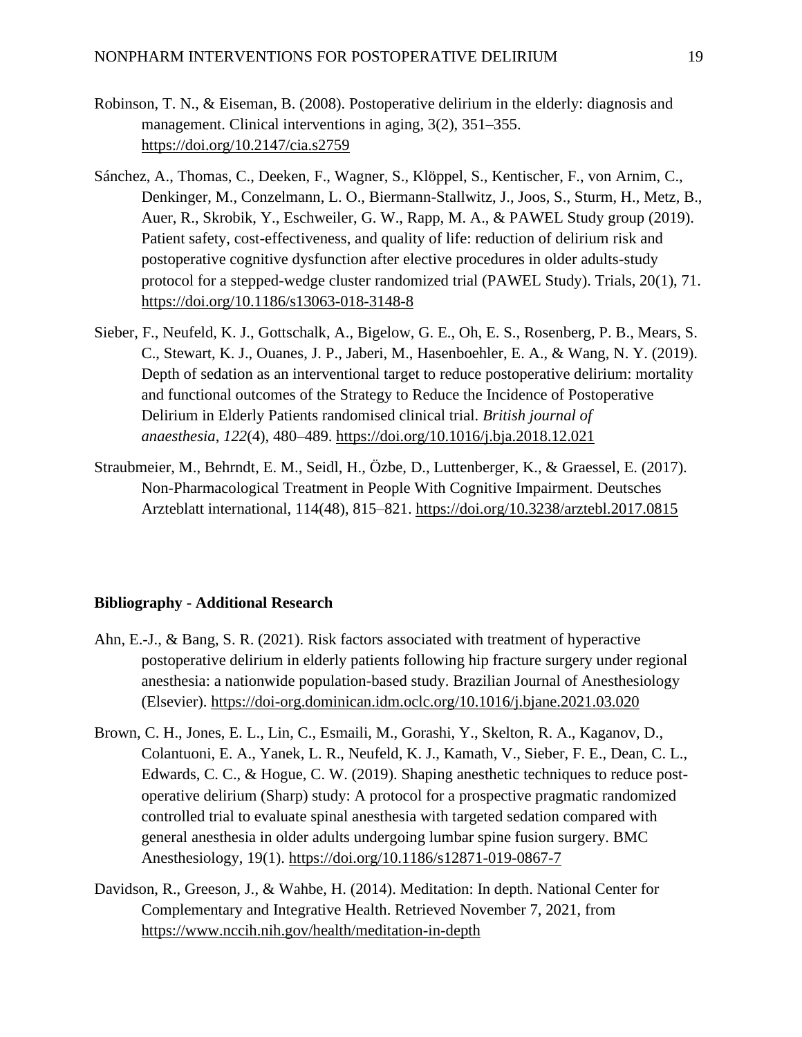Robinson, T. N., & Eiseman, B. (2008). Postoperative delirium in the elderly: diagnosis and management. Clinical interventions in aging, 3(2), 351–355. https://doi.org/10.2147/cia.s2759

Sánchez, A., Thomas, C., Deeken, F., Wagner, S., Klöppel, S., Kentischer, F., von Arnim, C., Denkinger, M., Conzelmann, L. O., Biermann-Stallwitz, J., Joos, S., Sturm, H., Metz, B., Auer, R., Skrobik, Y., Eschweiler, G. W., Rapp, M. A., & PAWEL Study group (2019). Patient safety, cost-effectiveness, and quality of life: reduction of delirium risk and postoperative cognitive dysfunction after elective procedures in older adults-study protocol for a stepped-wedge cluster randomized trial (PAWEL Study). Trials, 20(1), 71. https://doi.org/10.1186/s13063-018-3148-8

Sieber, F., Neufeld, K. J., Gottschalk, A., Bigelow, G. E., Oh, E. S., Rosenberg, P. B., Mears, S. C., Stewart, K. J., Ouanes, J. P., Jaberi, M., Hasenboehler, E. A., & Wang, N. Y. (2019). Depth of sedation as an interventional target to reduce postoperative delirium: mortality and functional outcomes of the Strategy to Reduce the Incidence of Postoperative Delirium in Elderly Patients randomised clinical trial. *British journal of anaesthesia*, *122*(4), 480–489. https://doi.org/10.1016/j.bja.2018.12.021

Straubmeier, M., Behrndt, E. M., Seidl, H., Özbe, D., Luttenberger, K., & Graessel, E. (2017). Non-Pharmacological Treatment in People With Cognitive Impairment. Deutsches Arzteblatt international, 114(48), 815–821. https://doi.org/10.3238/arztebl.2017.0815

**Bibliography - Additional Research**

Ahn, E.-J., & Bang, S. R. (2021). Risk factors associated with treatment of hyperactive postoperative delirium in elderly patients following hip fracture surgery under regional anesthesia: a nationwide population-based study. Brazilian Journal of Anesthesiology (Elsevier). https://doi-org.dominican.idm.oclc.org/10.1016/j.bjane.2021.03.020

Brown, C. H., Jones, E. L., Lin, C., Esmaili, M., Gorashi, Y., Skelton, R. A., Kaganov, D., Colantuoni, E. A., Yanek, L. R., Neufeld, K. J., Kamath, V., Sieber, F. E., Dean, C. L., Edwards, C. C., & Hogue, C. W. (2019). Shaping anesthetic techniques to reduce post-operative delirium (Sharp) study: A protocol for a prospective pragmatic randomized controlled trial to evaluate spinal anesthesia with targeted sedation compared with general anesthesia in older adults undergoing lumbar spine fusion surgery. BMC Anesthesiology, 19(1). https://doi.org/10.1186/s12871-019-0867-7

Davidson, R., Greeson, J., & Wahbe, H. (2014). Meditation: In depth. National Center for Complementary and Integrative Health. Retrieved November 7, 2021, from https://www.nccih.nih.gov/health/meditation-in-depth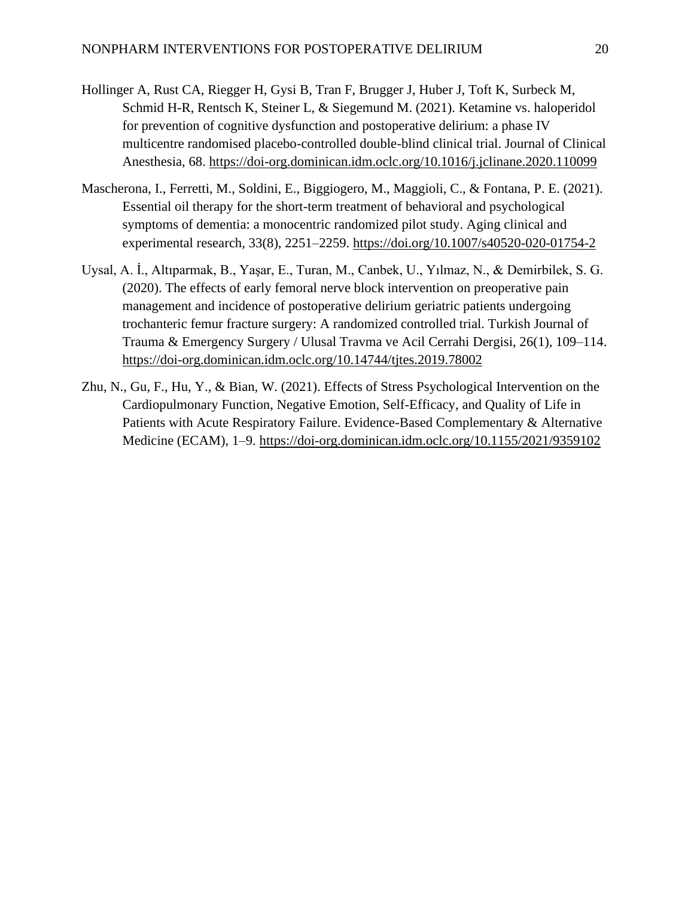Hollinger A, Rust CA, Riegger H, Gysi B, Tran F, Brugger J, Huber J, Toft K, Surbeck M, Schmid H-R, Rentsch K, Steiner L, & Siegemund M. (2021). Ketamine vs. haloperidol for prevention of cognitive dysfunction and postoperative delirium: a phase IV multicentre randomised placebo-controlled double-blind clinical trial. Journal of Clinical Anesthesia, 68. https://doi-org.dominican.idm.oclc.org/10.1016/j.jclinane.2020.110099

Mascherona, I., Ferretti, M., Soldini, E., Biggiogero, M., Maggioli, C., & Fontana, P. E. (2021). Essential oil therapy for the short-term treatment of behavioral and psychological symptoms of dementia: a monocentric randomized pilot study. Aging clinical and experimental research, 33(8), 2251–2259. https://doi.org/10.1007/s40520-020-01754-2

Uysal, A. İ., Altıparmak, B., Yaşar, E., Turan, M., Canbek, U., Yılmaz, N., & Demirbilek, S. G. (2020). The effects of early femoral nerve block intervention on preoperative pain management and incidence of postoperative delirium geriatric patients undergoing trochanteric femur fracture surgery: A randomized controlled trial. Turkish Journal of Trauma & Emergency Surgery / Ulusal Travma ve Acil Cerrahi Dergisi, 26(1), 109–114. https://doi-org.dominican.idm.oclc.org/10.14744/tjtes.2019.78002

Zhu, N., Gu, F., Hu, Y., & Bian, W. (2021). Effects of Stress Psychological Intervention on the Cardiopulmonary Function, Negative Emotion, Self-Efficacy, and Quality of Life in Patients with Acute Respiratory Failure. Evidence-Based Complementary & Alternative Medicine (ECAM), 1–9. https://doi-org.dominican.idm.oclc.org/10.1155/2021/9359102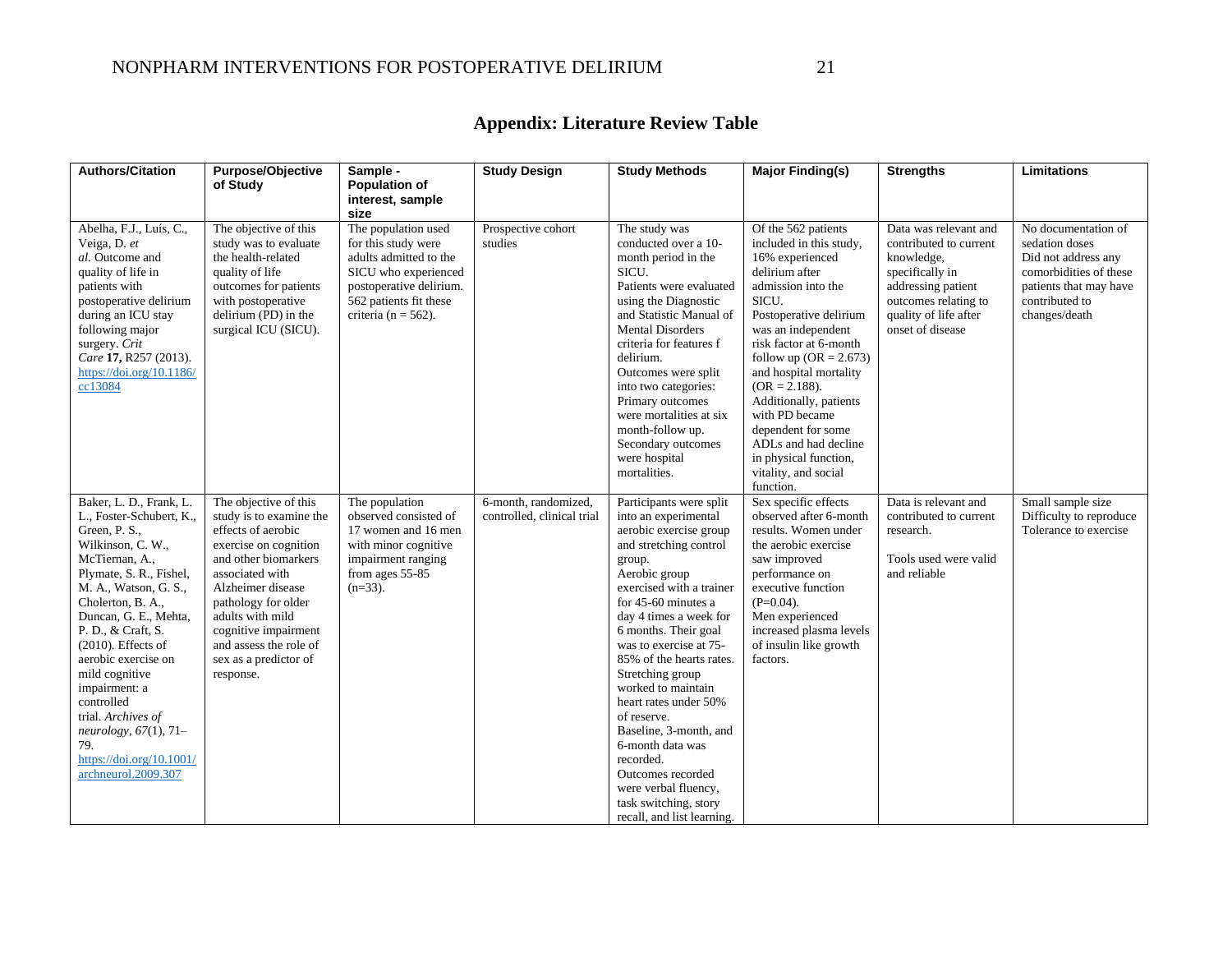# Appendix: Literature Review Table

| Authors/Citation | Purpose/Objective of Study | Sample - Population of interest, sample size | Study Design | Study Methods | Major Finding(s) | Strengths | Limitations |
|---|---|---|---|---|---|---|---|
| Abelha, F.J., Luís, C., Veiga, D. *et al.* Outcome and quality of life in patients with postoperative delirium during an ICU stay following major surgery. *Crit Care* **17,** R257 (2013). https://doi.org/10.1186/cc13084 | The objective of this study was to evaluate the health-related quality of life outcomes for patients with postoperative delirium (PD) in the surgical ICU (SICU). | The population used for this study were adults admitted to the SICU who experienced postoperative delirium. 562 patients fit these criteria (n = 562). | Prospective cohort studies | The study was conducted over a 10-month period in the SICU. Patients were evaluated using the Diagnostic and Statistic Manual of Mental Disorders criteria for features f delirium. Outcomes were split into two categories: Primary outcomes were mortalities at six month-follow up. Secondary outcomes were hospital mortalities. | Of the 562 patients included in this study, 16% experienced delirium after admission into the SICU. Postoperative delirium was an independent risk factor at 6-month follow up (OR = 2.673) and hospital mortality (OR = 2.188). Additionally, patients with PD became dependent for some ADLs and had decline in physical function, vitality, and social function. | Data was relevant and contributed to current knowledge, specifically in addressing patient outcomes relating to quality of life after onset of disease | No documentation of sedation doses Did not address any comorbidities of these patients that may have contributed to changes/death |
| Baker, L. D., Frank, L. L., Foster-Schubert, K., Green, P. S., Wilkinson, C. W., McTiernan, A., Plymate, S. R., Fishel, M. A., Watson, G. S., Cholerton, B. A., Duncan, G. E., Mehta, P. D., & Craft, S. (2010). Effects of aerobic exercise on mild cognitive impairment: a controlled trial. *Archives of neurology*, *67*(1), 71–79. https://doi.org/10.1001/archneurol.2009.307 | The objective of this study is to examine the effects of aerobic exercise on cognition and other biomarkers associated with Alzheimer disease pathology for older adults with mild cognitive impairment and assess the role of sex as a predictor of response. | The population observed consisted of 17 women and 16 men with minor cognitive impairment ranging from ages 55-85 (n=33). | 6-month, randomized, controlled, clinical trial | Participants were split into an experimental aerobic exercise group and stretching control group. Aerobic group exercised with a trainer for 45-60 minutes a day 4 times a week for 6 months. Their goal was to exercise at 75-85% of the hearts rates. Stretching group worked to maintain heart rates under 50% of reserve. Baseline, 3-month, and 6-month data was recorded. Outcomes recorded were verbal fluency, task switching, story recall, and list learning. | Sex specific effects observed after 6-month results. Women under the aerobic exercise saw improved performance on executive function (P=0.04). Men experienced increased plasma levels of insulin like growth factors. | Data is relevant and contributed to current research. Tools used were valid and reliable | Small sample size Difficulty to reproduce Tolerance to exercise |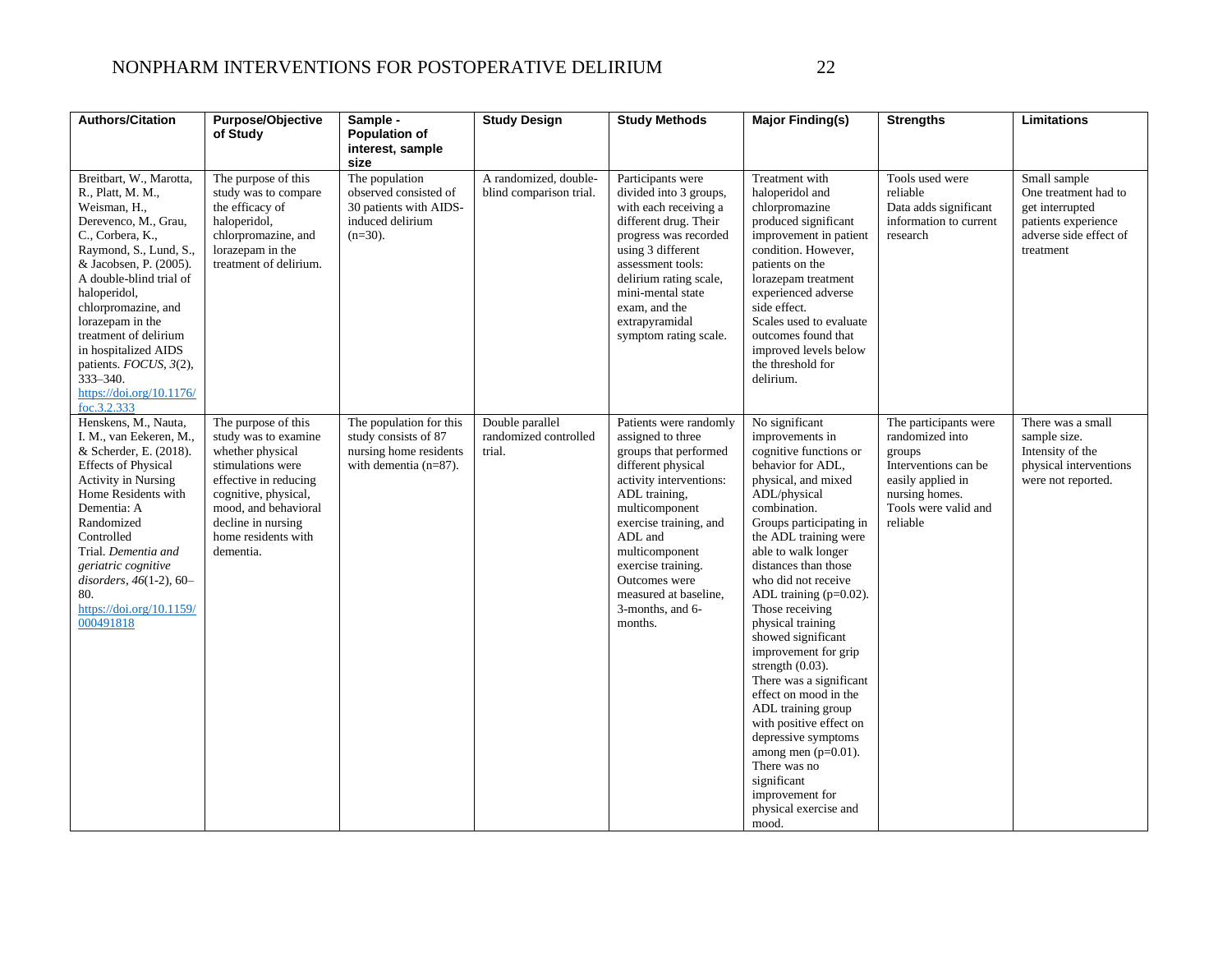| Authors/Citation | Purpose/Objective of Study | Sample - Population of interest, sample size | Study Design | Study Methods | Major Finding(s) | Strengths | Limitations |
|---|---|---|---|---|---|---|---|
| Breitbart, W., Marotta, R., Platt, M. M., Weisman, H., Derevenco, M., Grau, C., Corbera, K., Raymond, S., Lund, S., & Jacobsen, P. (2005). A double-blind trial of haloperidol, chlorpromazine, and lorazepam in the treatment of delirium in hospitalized AIDS patients. *FOCUS*, *3*(2), 333–340. https://doi.org/10.1176/foc.3.2.333 | The purpose of this study was to compare the efficacy of haloperidol, chlorpromazine, and lorazepam in the treatment of delirium. | The population observed consisted of 30 patients with AIDS-induced delirium (n=30). | A randomized, double-blind comparison trial. | Participants were divided into 3 groups, with each receiving a different drug. Their progress was recorded using 3 different assessment tools: delirium rating scale, mini-mental state exam, and the extrapyramidal symptom rating scale. | Treatment with haloperidol and chlorpromazine produced significant improvement in patient condition. However, patients on the lorazepam treatment experienced adverse side effect. Scales used to evaluate outcomes found that improved levels below the threshold for delirium. | Tools used were reliable<br>Data adds significant information to current research | Small sample<br>One treatment had to get interrupted patients experience adverse side effect of treatment |
| Henskens, M., Nauta, I. M., van Eekeren, M., & Scherder, E. (2018). Effects of Physical Activity in Nursing Home Residents with Dementia: A Randomized Controlled Trial. *Dementia and geriatric cognitive disorders*, *46*(1-2), 60–80. https://doi.org/10.1159/000491818 | The purpose of this study was to examine whether physical stimulations were effective in reducing cognitive, physical, mood, and behavioral decline in nursing home residents with dementia. | The population for this study consists of 87 nursing home residents with dementia (n=87). | Double parallel randomized controlled trial. | Patients were randomly assigned to three groups that performed different physical activity interventions: ADL training, multicomponent exercise training, and ADL and multicomponent exercise training. Outcomes were measured at baseline, 3-months, and 6-months. | No significant improvements in cognitive functions or behavior for ADL, physical, and mixed ADL/physical combination.<br>Groups participating in the ADL training were able to walk longer distances than those who did not receive ADL training (p=0.02).<br>Those receiving physical training showed significant improvement for grip strength (0.03).<br>There was a significant effect on mood in the ADL training group with positive effect on depressive symptoms among men (p=0.01).<br>There was no significant improvement for physical exercise and mood. | The participants were randomized into groups<br>Interventions can be easily applied in nursing homes.<br>Tools were valid and reliable | There was a small sample size.<br>Intensity of the physical interventions were not reported. |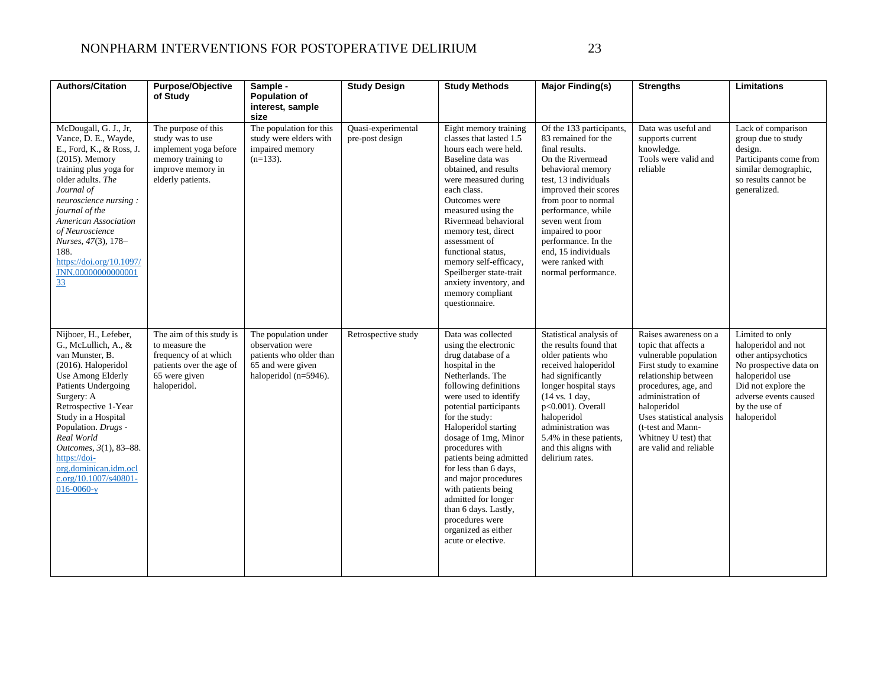| Authors/Citation | Purpose/Objective of Study | Sample - Population of interest, sample size | Study Design | Study Methods | Major Finding(s) | Strengths | Limitations |
|---|---|---|---|---|---|---|---|
| McDougall, G. J., Jr, Vance, D. E., Wayde, E., Ford, K., & Ross, J. (2015). Memory training plus yoga for older adults. *The Journal of neuroscience nursing : journal of the American Association of Neuroscience Nurses*, *47*(3), 178–188. https://doi.org/10.1097/JNN.0000000000000133 | The purpose of this study was to use implement yoga before memory training to improve memory in elderly patients. | The population for this study were elders with impaired memory (n=133). | Quasi-experimental pre-post design | Eight memory training classes that lasted 1.5 hours each were held. Baseline data was obtained, and results were measured during each class. Outcomes were measured using the Rivermead behavioral memory test, direct assessment of functional status, memory self-efficacy, Speilberger state-trait anxiety inventory, and memory compliant questionnaire. | Of the 133 participants, 83 remained for the final results. On the Rivermead behavioral memory test, 13 individuals improved their scores from poor to normal performance, while seven went from impaired to poor performance. In the end, 15 individuals were ranked with normal performance. | Data was useful and supports current knowledge. Tools were valid and reliable | Lack of comparison group due to study design. Participants come from similar demographic, so results cannot be generalized. |
| Nijboer, H., Lefeber, G., McLullich, A., & van Munster, B. (2016). Haloperidol Use Among Elderly Patients Undergoing Surgery: A Retrospective 1-Year Study in a Hospital Population. *Drugs - Real World Outcomes*, *3*(1), 83–88. https://doi-org.dominican.idm.oclc.org/10.1007/s40801-016-0060-y | The aim of this study is to measure the frequency of at which patients over the age of 65 were given haloperidol. | The population under observation were patients who older than 65 and were given haloperidol (n=5946). | Retrospective study | Data was collected using the electronic drug database of a hospital in the Netherlands. The following definitions were used to identify potential participants for the study: Haloperidol starting dosage of 1mg, Minor procedures with patients being admitted for less than 6 days, and major procedures with patients being admitted for longer than 6 days. Lastly, procedures were organized as either acute or elective. | Statistical analysis of the results found that older patients who received haloperidol had significantly longer hospital stays (14 vs. 1 day, $p<0.001$). Overall haloperidol administration was 5.4% in these patients, and this aligns with delirium rates. | Raises awareness on a topic that affects a vulnerable population First study to examine relationship between procedures, age, and administration of haloperidol Uses statistical analysis (t-test and Mann-Whitney U test) that are valid and reliable | Limited to only haloperidol and not other antipsychotics No prospective data on haloperidol use Did not explore the adverse events caused by the use of haloperidol |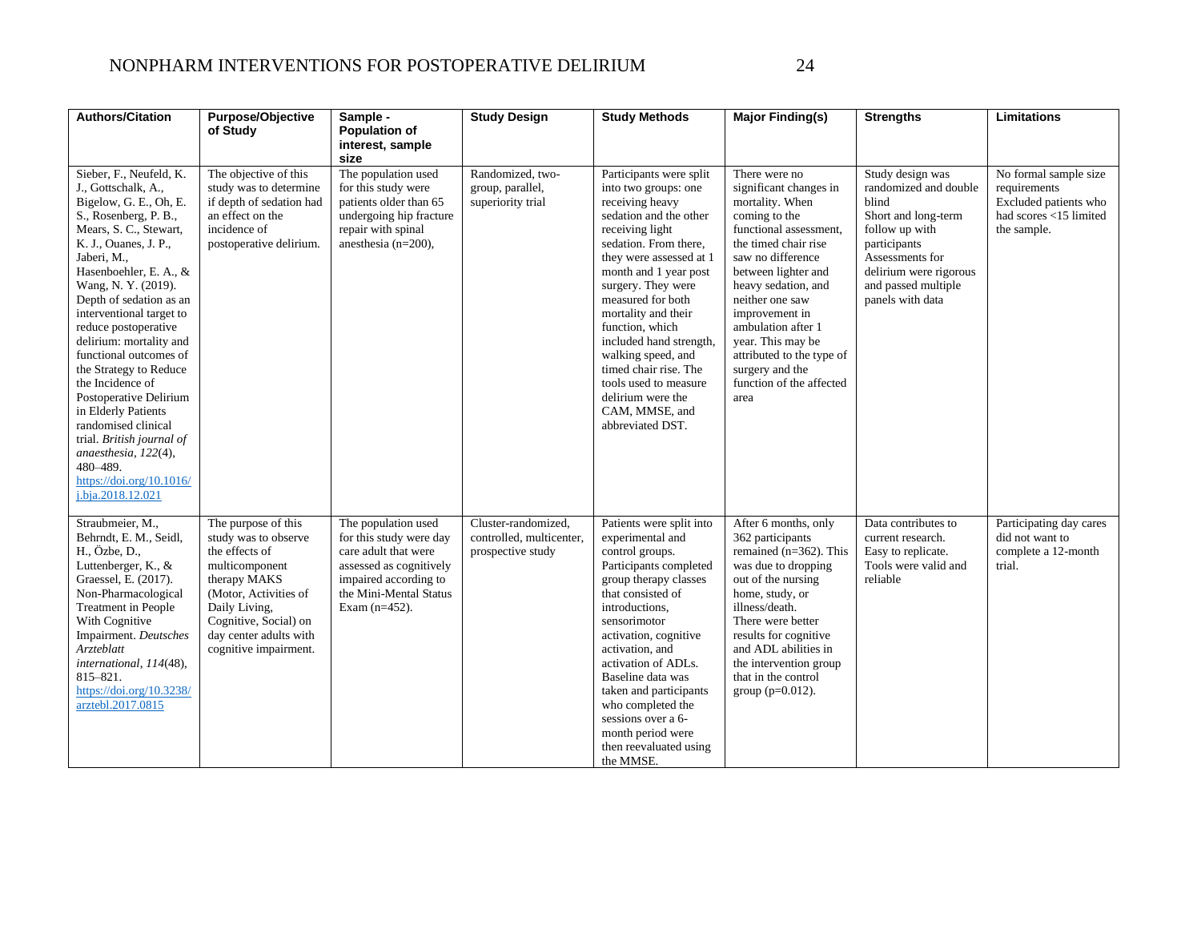| Authors/Citation | Purpose/Objective of Study | Sample - Population of interest, sample size | Study Design | Study Methods | Major Finding(s) | Strengths | Limitations |
|---|---|---|---|---|---|---|---|
| Sieber, F., Neufeld, K. J., Gottschalk, A., Bigelow, G. E., Oh, E. S., Rosenberg, P. B., Mears, S. C., Stewart, K. J., Ouanes, J. P., Jaberi, M., Hasenboehler, E. A., & Wang, N. Y. (2019). Depth of sedation as an interventional target to reduce postoperative delirium: mortality and functional outcomes of the Strategy to Reduce the Incidence of Postoperative Delirium in Elderly Patients randomised clinical trial. *British journal of anaesthesia*, *122*(4), 480–489. https://doi.org/10.1016/j.bja.2018.12.021 | The objective of this study was to determine if depth of sedation had an effect on the incidence of postoperative delirium. | The population used for this study were patients older than 65 undergoing hip fracture repair with spinal anesthesia (n=200), | Randomized, two-group, parallel, superiority trial | Participants were split into two groups: one receiving heavy sedation and the other receiving light sedation. From there, they were assessed at 1 month and 1 year post surgery. They were measured for both mortality and their function, which included hand strength, walking speed, and timed chair rise. The tools used to measure delirium were the CAM, MMSE, and abbreviated DST. | There were no significant changes in mortality. When coming to the functional assessment, the timed chair rise saw no difference between lighter and heavy sedation, and neither one saw improvement in ambulation after 1 year. This may be attributed to the type of surgery and the function of the affected area | Study design was randomized and double blind<br>Short and long-term follow up with participants<br>Assessments for delirium were rigorous and passed multiple panels with data | No formal sample size requirements<br>Excluded patients who had scores <15 limited the sample. |
| Straubmeier, M., Behrndt, E. M., Seidl, H., Özbe, D., Luttenberger, K., & Graessel, E. (2017). Non-Pharmacological Treatment in People With Cognitive Impairment. *Deutsches Arzteblatt international*, *114*(48), 815–821. https://doi.org/10.3238/arztebl.2017.0815 | The purpose of this study was to observe the effects of multicomponent therapy MAKS (Motor, Activities of Daily Living, Cognitive, Social) on day center adults with cognitive impairment. | The population used for this study were day care adult that were assessed as cognitively impaired according to the Mini-Mental Status Exam (n=452). | Cluster-randomized, controlled, multicenter, prospective study | Patients were split into experimental and control groups. Participants completed group therapy classes that consisted of introductions, sensorimotor activation, cognitive activation, and activation of ADLs. Baseline data was taken and participants who completed the sessions over a 6-month period were then reevaluated using the MMSE. | After 6 months, only 362 participants remained (n=362). This was due to dropping out of the nursing home, study, or illness/death.<br>There were better results for cognitive and ADL abilities in the intervention group that in the control group (p=0.012). | Data contributes to current research.<br>Easy to replicate.<br>Tools were valid and reliable | Participating day cares did not want to complete a 12-month trial. |